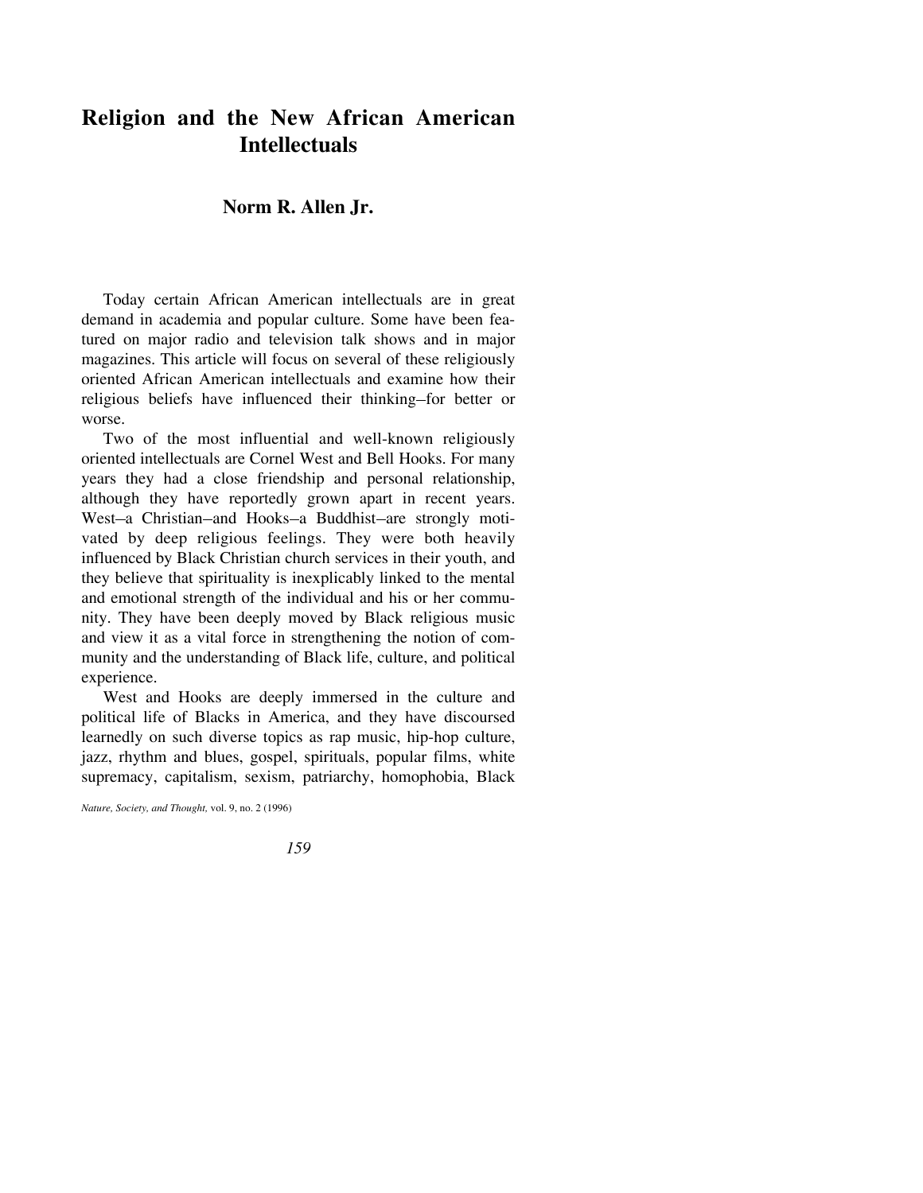# Religion and the New African American Intellectuals

## Norm R. Allen Jr.

Today certain African American intellectuals are in great demand in academia and popular culture. Some have been featured on major radio and television talk shows and in major magazines. This article will focus on several of these religiously oriented African American intellectuals and examine how their religious beliefs have influenced their thinking–for better or worse.

Two of the most influential and well-known religiously oriented intellectuals are Cornel West and Bell Hooks. For many years they had a close friendship and personal relationship, although they have reportedly grown apart in recent years. West–a Christian–and Hooks–a Buddhist–are strongly motivated by deep religious feelings. They were both heavily influenced by Black Christian church services in their youth, and they believe that spirituality is inexplicably linked to the mental and emotional strength of the individual and his or her community. They have been deeply moved by Black religious music and view it as a vital force in strengthening the notion of community and the understanding of Black life, culture, and political experience.

West and Hooks are deeply immersed in the culture and political life of Blacks in America, and they have discoursed learnedly on such diverse topics as rap music, hip-hop culture, jazz, rhythm and blues, gospel, spirituals, popular films, white supremacy, capitalism, sexism, patriarchy, homophobia, Black

*Nature, Society, and Thought,* vol. 9, no. 2 (1996)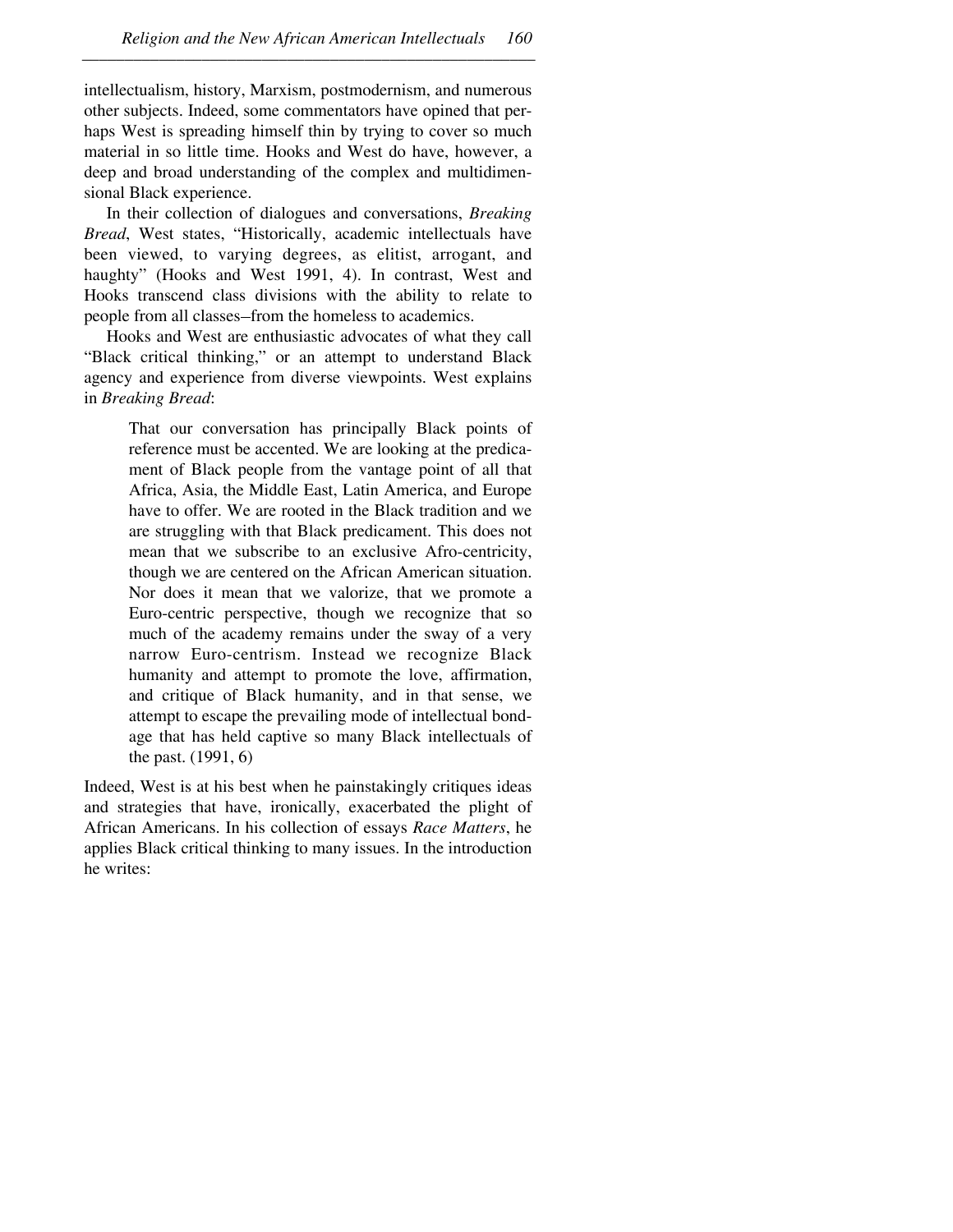intellectualism, history, Marxism, postmodernism, and numerous other subjects. Indeed, some commentators have opined that perhaps West is spreading himself thin by trying to cover so much material in so little time. Hooks and West do have, however, a deep and broad understanding of the complex and multidimensional Black experience.

In their collection of dialogues and conversations, *Breaking Bread*, West states, "Historically, academic intellectuals have been viewed, to varying degrees, as elitist, arrogant, and haughty" (Hooks and West 1991, 4). In contrast, West and Hooks transcend class divisions with the ability to relate to people from all classes–from the homeless to academics.

Hooks and West are enthusiastic advocates of what they call "Black critical thinking," or an attempt to understand Black agency and experience from diverse viewpoints. West explains in *Breaking Bread*:

> That our conversation has principally Black points of reference must be accented. We are looking at the predicament of Black people from the vantage point of all that Africa, Asia, the Middle East, Latin America, and Europe have to offer. We are rooted in the Black tradition and we are struggling with that Black predicament. This does not mean that we subscribe to an exclusive Afro-centricity, though we are centered on the African American situation. Nor does it mean that we valorize, that we promote a Euro-centric perspective, though we recognize that so much of the academy remains under the sway of a very narrow Euro-centrism. Instead we recognize Black humanity and attempt to promote the love, affirmation, and critique of Black humanity, and in that sense, we attempt to escape the prevailing mode of intellectual bondage that has held captive so many Black intellectuals of the past. (1991, 6)

Indeed, West is at his best when he painstakingly critiques ideas and strategies that have, ironically, exacerbated the plight of African Americans. In his collection of essays *Race Matters*, he applies Black critical thinking to many issues. In the introduction he writes: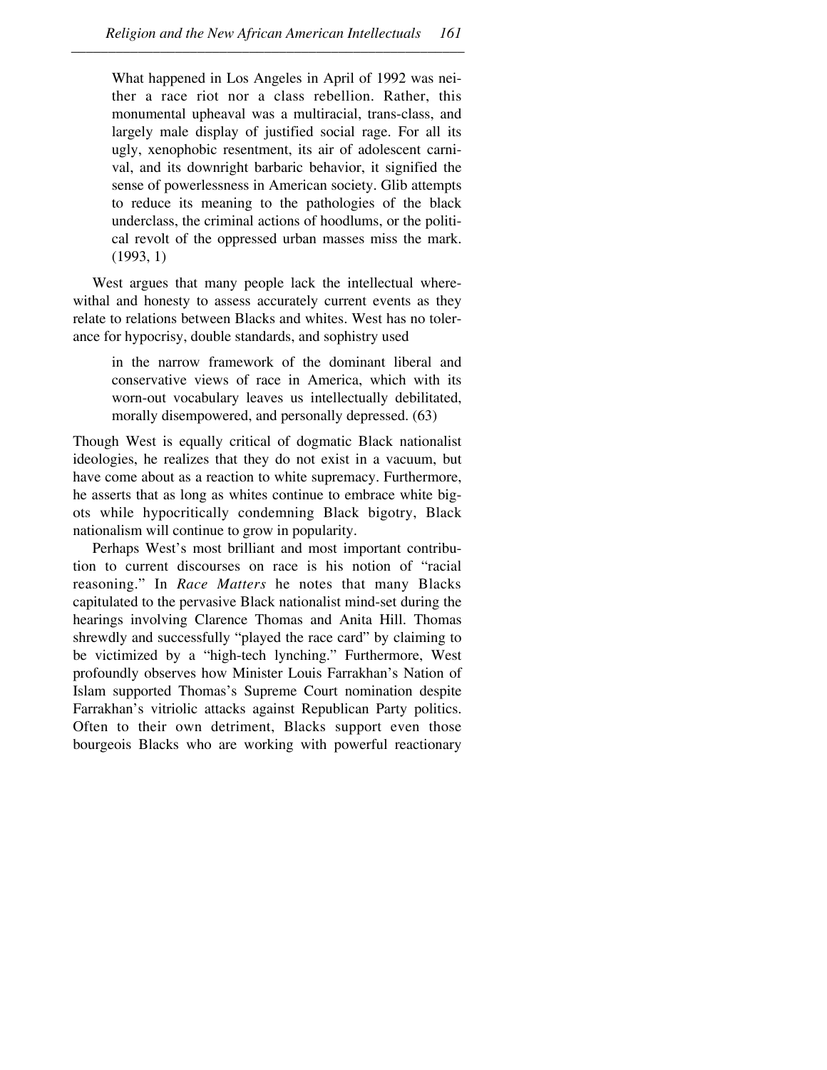> What happened in Los Angeles in April of 1992 was neither a race riot nor a class rebellion. Rather, this monumental upheaval was a multiracial, trans-class, and largely male display of justified social rage. For all its ugly, xenophobic resentment, its air of adolescent carnival, and its downright barbaric behavior, it signified the sense of powerlessness in American society. Glib attempts to reduce its meaning to the pathologies of the black underclass, the criminal actions of hoodlums, or the political revolt of the oppressed urban masses miss the mark. (1993, 1)

West argues that many people lack the intellectual wherewithal and honesty to assess accurately current events as they relate to relations between Blacks and whites. West has no tolerance for hypocrisy, double standards, and sophistry used

> in the narrow framework of the dominant liberal and conservative views of race in America, which with its worn-out vocabulary leaves us intellectually debilitated, morally disempowered, and personally depressed. (63)

Though West is equally critical of dogmatic Black nationalist ideologies, he realizes that they do not exist in a vacuum, but have come about as a reaction to white supremacy. Furthermore, he asserts that as long as whites continue to embrace white bigots while hypocritically condemning Black bigotry, Black nationalism will continue to grow in popularity.

Perhaps West's most brilliant and most important contribution to current discourses on race is his notion of "racial reasoning." In *Race Matters* he notes that many Blacks capitulated to the pervasive Black nationalist mind-set during the hearings involving Clarence Thomas and Anita Hill. Thomas shrewdly and successfully "played the race card" by claiming to be victimized by a "high-tech lynching." Furthermore, West profoundly observes how Minister Louis Farrakhan's Nation of Islam supported Thomas's Supreme Court nomination despite Farrakhan's vitriolic attacks against Republican Party politics. Often to their own detriment, Blacks support even those bourgeois Blacks who are working with powerful reactionary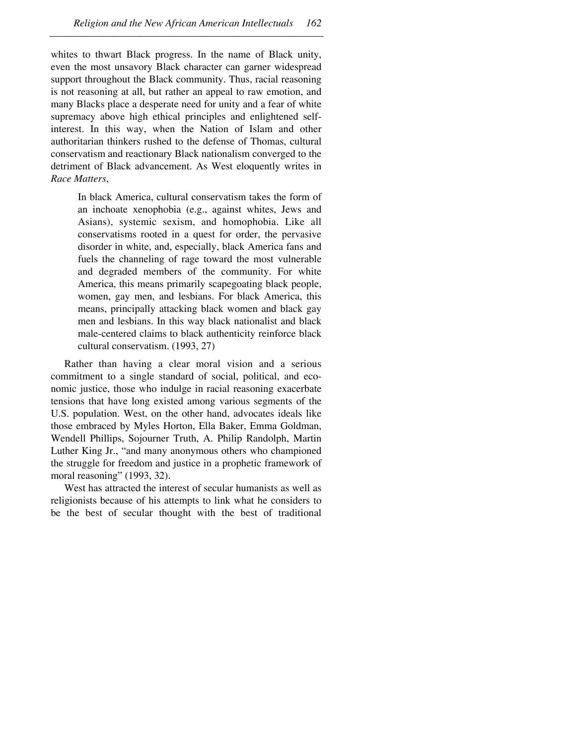whites to thwart Black progress. In the name of Black unity, even the most unsavory Black character can garner widespread support throughout the Black community. Thus, racial reasoning is not reasoning at all, but rather an appeal to raw emotion, and many Blacks place a desperate need for unity and a fear of white supremacy above high ethical principles and enlightened self-interest. In this way, when the Nation of Islam and other authoritarian thinkers rushed to the defense of Thomas, cultural conservatism and reactionary Black nationalism converged to the detriment of Black advancement. As West eloquently writes in *Race Matters*,

> In black America, cultural conservatism takes the form of an inchoate xenophobia (e.g., against whites, Jews and Asians), systemic sexism, and homophobia. Like all conservatisms rooted in a quest for order, the pervasive disorder in white, and, especially, black America fans and fuels the channeling of rage toward the most vulnerable and degraded members of the community. For white America, this means primarily scapegoating black people, women, gay men, and lesbians. For black America, this means, principally attacking black women and black gay men and lesbians. In this way black nationalist and black male-centered claims to black authenticity reinforce black cultural conservatism. (1993, 27)

Rather than having a clear moral vision and a serious commitment to a single standard of social, political, and economic justice, those who indulge in racial reasoning exacerbate tensions that have long existed among various segments of the U.S. population. West, on the other hand, advocates ideals like those embraced by Myles Horton, Ella Baker, Emma Goldman, Wendell Phillips, Sojourner Truth, A. Philip Randolph, Martin Luther King Jr., "and many anonymous others who championed the struggle for freedom and justice in a prophetic framework of moral reasoning" (1993, 32).

West has attracted the interest of secular humanists as well as religionists because of his attempts to link what he considers to be the best of secular thought with the best of traditional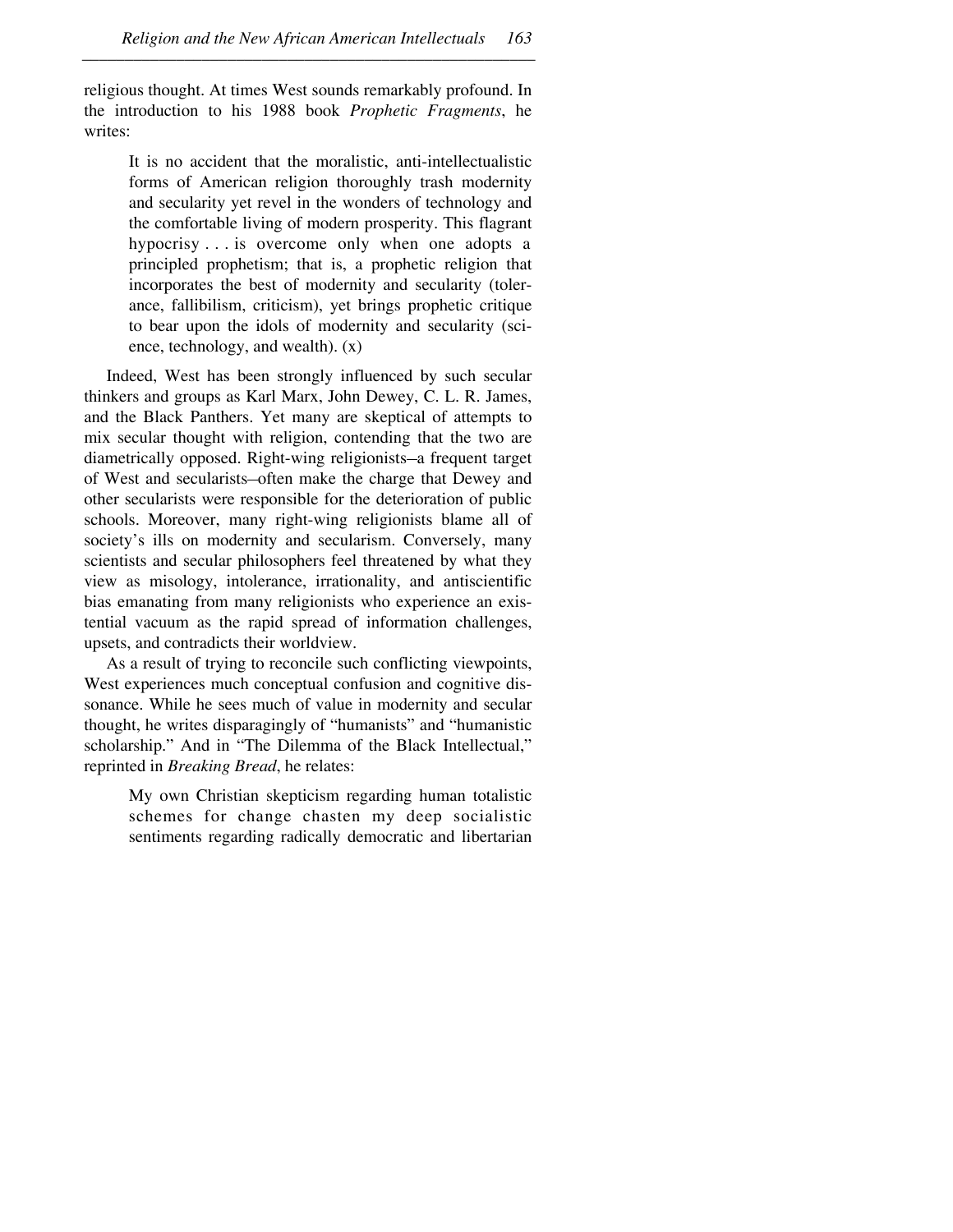religious thought. At times West sounds remarkably profound. In the introduction to his 1988 book *Prophetic Fragments*, he writes:

> It is no accident that the moralistic, anti-intellectualistic forms of American religion thoroughly trash modernity and secularity yet revel in the wonders of technology and the comfortable living of modern prosperity. This flagrant hypocrisy . . . is overcome only when one adopts a principled prophetism; that is, a prophetic religion that incorporates the best of modernity and secularity (tolerance, fallibilism, criticism), yet brings prophetic critique to bear upon the idols of modernity and secularity (science, technology, and wealth). (x)

Indeed, West has been strongly influenced by such secular thinkers and groups as Karl Marx, John Dewey, C. L. R. James, and the Black Panthers. Yet many are skeptical of attempts to mix secular thought with religion, contending that the two are diametrically opposed. Right-wing religionists–a frequent target of West and secularists–often make the charge that Dewey and other secularists were responsible for the deterioration of public schools. Moreover, many right-wing religionists blame all of society's ills on modernity and secularism. Conversely, many scientists and secular philosophers feel threatened by what they view as misology, intolerance, irrationality, and antiscientific bias emanating from many religionists who experience an existential vacuum as the rapid spread of information challenges, upsets, and contradicts their worldview.

As a result of trying to reconcile such conflicting viewpoints, West experiences much conceptual confusion and cognitive dissonance. While he sees much of value in modernity and secular thought, he writes disparagingly of "humanists" and "humanistic scholarship." And in "The Dilemma of the Black Intellectual," reprinted in *Breaking Bread*, he relates:

> My own Christian skepticism regarding human totalistic schemes for change chasten my deep socialistic sentiments regarding radically democratic and libertarian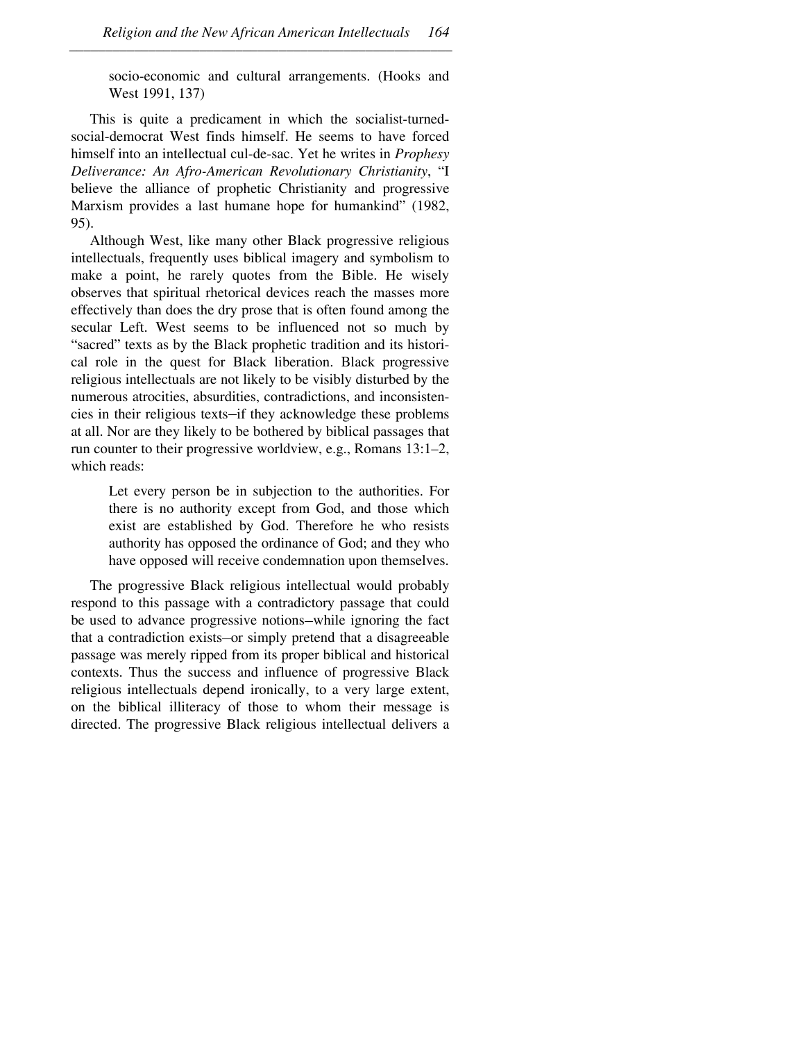> socio-economic and cultural arrangements. (Hooks and West 1991, 137)

This is quite a predicament in which the socialist-turned-social-democrat West finds himself. He seems to have forced himself into an intellectual cul-de-sac. Yet he writes in *Prophesy Deliverance: An Afro-American Revolutionary Christianity*, "I believe the alliance of prophetic Christianity and progressive Marxism provides a last humane hope for humankind" (1982, 95).

Although West, like many other Black progressive religious intellectuals, frequently uses biblical imagery and symbolism to make a point, he rarely quotes from the Bible. He wisely observes that spiritual rhetorical devices reach the masses more effectively than does the dry prose that is often found among the secular Left. West seems to be influenced not so much by "sacred" texts as by the Black prophetic tradition and its historical role in the quest for Black liberation. Black progressive religious intellectuals are not likely to be visibly disturbed by the numerous atrocities, absurdities, contradictions, and inconsistencies in their religious texts–if they acknowledge these problems at all. Nor are they likely to be bothered by biblical passages that run counter to their progressive worldview, e.g., Romans 13:1–2, which reads:

> Let every person be in subjection to the authorities. For there is no authority except from God, and those which exist are established by God. Therefore he who resists authority has opposed the ordinance of God; and they who have opposed will receive condemnation upon themselves.

The progressive Black religious intellectual would probably respond to this passage with a contradictory passage that could be used to advance progressive notions–while ignoring the fact that a contradiction exists–or simply pretend that a disagreeable passage was merely ripped from its proper biblical and historical contexts. Thus the success and influence of progressive Black religious intellectuals depend ironically, to a very large extent, on the biblical illiteracy of those to whom their message is directed. The progressive Black religious intellectual delivers a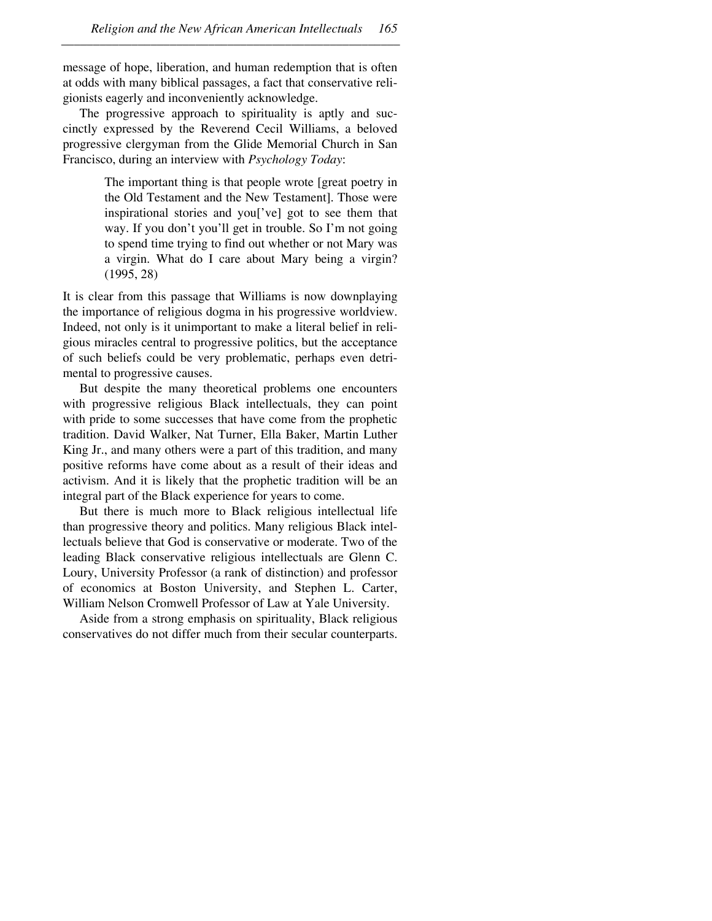message of hope, liberation, and human redemption that is often at odds with many biblical passages, a fact that conservative religionists eagerly and inconveniently acknowledge.

The progressive approach to spirituality is aptly and succinctly expressed by the Reverend Cecil Williams, a beloved progressive clergyman from the Glide Memorial Church in San Francisco, during an interview with *Psychology Today*:

> The important thing is that people wrote [great poetry in the Old Testament and the New Testament]. Those were inspirational stories and you['ve] got to see them that way. If you don't you'll get in trouble. So I'm not going to spend time trying to find out whether or not Mary was a virgin. What do I care about Mary being a virgin? (1995, 28)

It is clear from this passage that Williams is now downplaying the importance of religious dogma in his progressive worldview. Indeed, not only is it unimportant to make a literal belief in religious miracles central to progressive politics, but the acceptance of such beliefs could be very problematic, perhaps even detrimental to progressive causes.

But despite the many theoretical problems one encounters with progressive religious Black intellectuals, they can point with pride to some successes that have come from the prophetic tradition. David Walker, Nat Turner, Ella Baker, Martin Luther King Jr., and many others were a part of this tradition, and many positive reforms have come about as a result of their ideas and activism. And it is likely that the prophetic tradition will be an integral part of the Black experience for years to come.

But there is much more to Black religious intellectual life than progressive theory and politics. Many religious Black intellectuals believe that God is conservative or moderate. Two of the leading Black conservative religious intellectuals are Glenn C. Loury, University Professor (a rank of distinction) and professor of economics at Boston University, and Stephen L. Carter, William Nelson Cromwell Professor of Law at Yale University.

Aside from a strong emphasis on spirituality, Black religious conservatives do not differ much from their secular counterparts.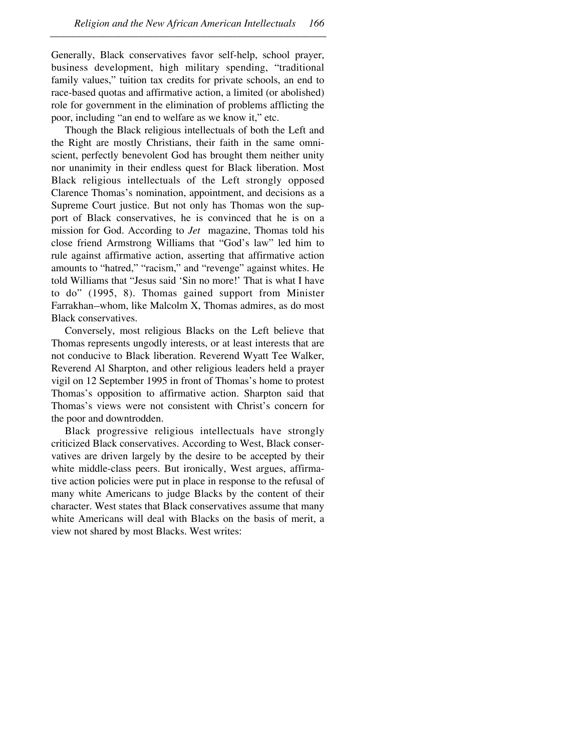Generally, Black conservatives favor self-help, school prayer, business development, high military spending, "traditional family values," tuition tax credits for private schools, an end to race-based quotas and affirmative action, a limited (or abolished) role for government in the elimination of problems afflicting the poor, including "an end to welfare as we know it," etc.

Though the Black religious intellectuals of both the Left and the Right are mostly Christians, their faith in the same omniscient, perfectly benevolent God has brought them neither unity nor unanimity in their endless quest for Black liberation. Most Black religious intellectuals of the Left strongly opposed Clarence Thomas's nomination, appointment, and decisions as a Supreme Court justice. But not only has Thomas won the support of Black conservatives, he is convinced that he is on a mission for God. According to *Jet* magazine, Thomas told his close friend Armstrong Williams that "God's law" led him to rule against affirmative action, asserting that affirmative action amounts to "hatred," "racism," and "revenge" against whites. He told Williams that "Jesus said 'Sin no more!' That is what I have to do" (1995, 8). Thomas gained support from Minister Farrakhan–whom, like Malcolm X, Thomas admires, as do most Black conservatives.

Conversely, most religious Blacks on the Left believe that Thomas represents ungodly interests, or at least interests that are not conducive to Black liberation. Reverend Wyatt Tee Walker, Reverend Al Sharpton, and other religious leaders held a prayer vigil on 12 September 1995 in front of Thomas's home to protest Thomas's opposition to affirmative action. Sharpton said that Thomas's views were not consistent with Christ's concern for the poor and downtrodden.

Black progressive religious intellectuals have strongly criticized Black conservatives. According to West, Black conservatives are driven largely by the desire to be accepted by their white middle-class peers. But ironically, West argues, affirmative action policies were put in place in response to the refusal of many white Americans to judge Blacks by the content of their character. West states that Black conservatives assume that many white Americans will deal with Blacks on the basis of merit, a view not shared by most Blacks. West writes: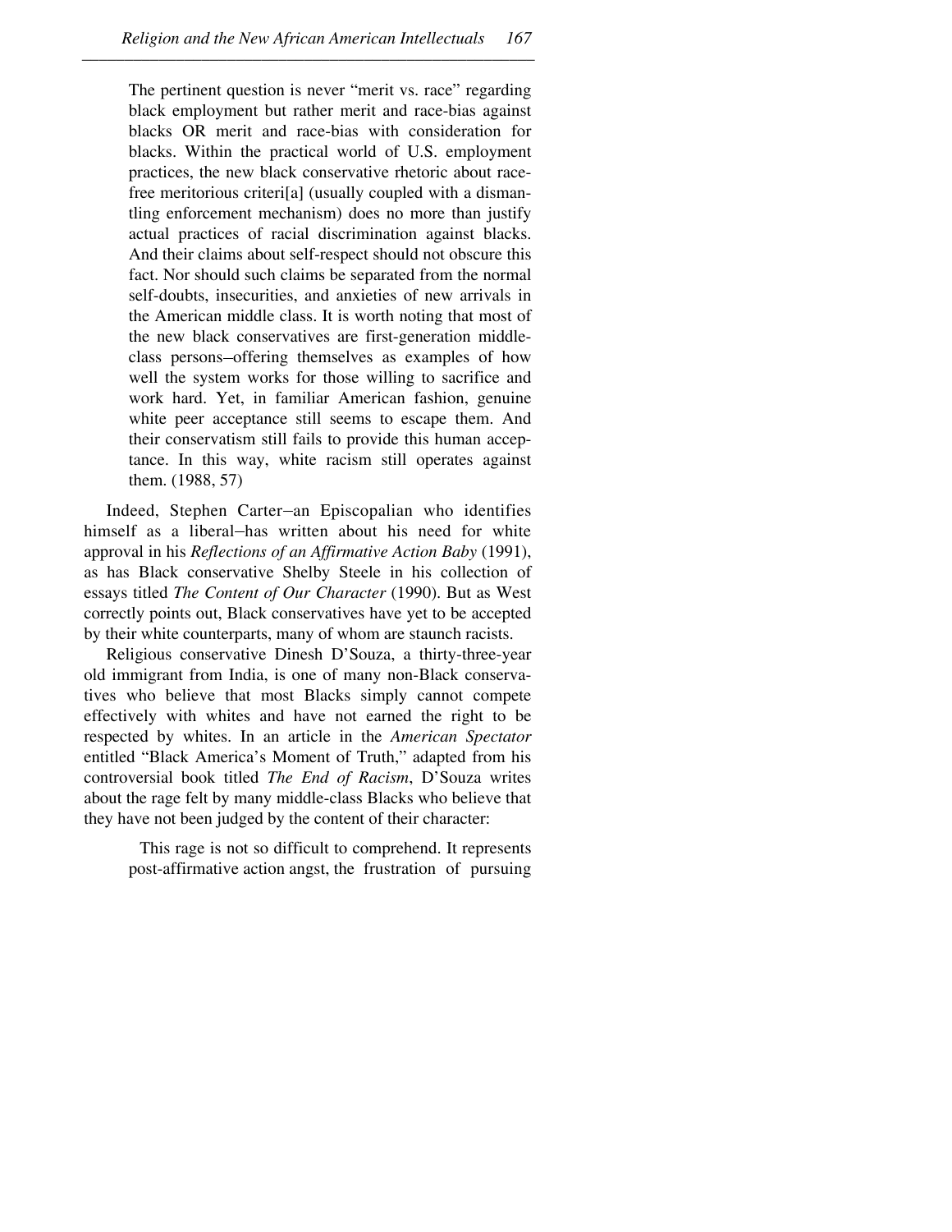> The pertinent question is never "merit vs. race" regarding black employment but rather merit and race-bias against blacks OR merit and race-bias with consideration for blacks. Within the practical world of U.S. employment practices, the new black conservative rhetoric about race-free meritorious criteri[a] (usually coupled with a dismantling enforcement mechanism) does no more than justify actual practices of racial discrimination against blacks. And their claims about self-respect should not obscure this fact. Nor should such claims be separated from the normal self-doubts, insecurities, and anxieties of new arrivals in the American middle class. It is worth noting that most of the new black conservatives are first-generation middle-class persons–offering themselves as examples of how well the system works for those willing to sacrifice and work hard. Yet, in familiar American fashion, genuine white peer acceptance still seems to escape them. And their conservatism still fails to provide this human acceptance. In this way, white racism still operates against them. (1988, 57)

Indeed, Stephen Carter–an Episcopalian who identifies himself as a liberal–has written about his need for white approval in his *Reflections of an Affirmative Action Baby* (1991), as has Black conservative Shelby Steele in his collection of essays titled *The Content of Our Character* (1990). But as West correctly points out, Black conservatives have yet to be accepted by their white counterparts, many of whom are staunch racists.

Religious conservative Dinesh D'Souza, a thirty-three-year old immigrant from India, is one of many non-Black conservatives who believe that most Blacks simply cannot compete effectively with whites and have not earned the right to be respected by whites. In an article in the *American Spectator* entitled "Black America's Moment of Truth," adapted from his controversial book titled *The End of Racism*, D'Souza writes about the rage felt by many middle-class Blacks who believe that they have not been judged by the content of their character:

> This rage is not so difficult to comprehend. It represents post-affirmative action angst, the frustration of pursuing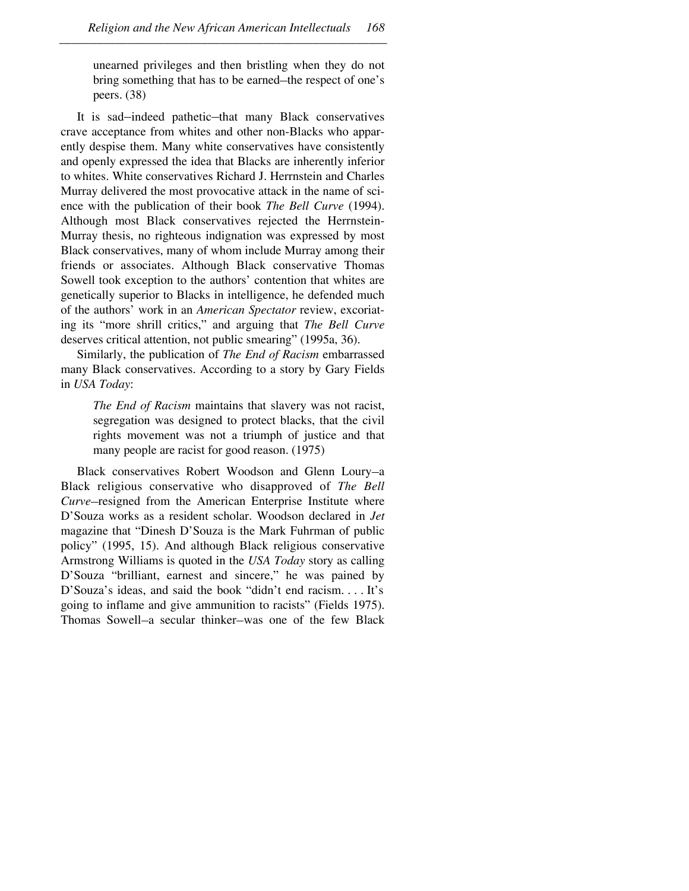> unearned privileges and then bristling when they do not bring something that has to be earned–the respect of one's peers. (38)

It is sad–indeed pathetic–that many Black conservatives crave acceptance from whites and other non-Blacks who apparently despise them. Many white conservatives have consistently and openly expressed the idea that Blacks are inherently inferior to whites. White conservatives Richard J. Herrnstein and Charles Murray delivered the most provocative attack in the name of science with the publication of their book *The Bell Curve* (1994). Although most Black conservatives rejected the Herrnstein-Murray thesis, no righteous indignation was expressed by most Black conservatives, many of whom include Murray among their friends or associates. Although Black conservative Thomas Sowell took exception to the authors' contention that whites are genetically superior to Blacks in intelligence, he defended much of the authors' work in an *American Spectator* review, excoriating its "more shrill critics," and arguing that *The Bell Curve* deserves critical attention, not public smearing" (1995a, 36).

Similarly, the publication of *The End of Racism* embarrassed many Black conservatives. According to a story by Gary Fields in *USA Today*:

> *The End of Racism* maintains that slavery was not racist, segregation was designed to protect blacks, that the civil rights movement was not a triumph of justice and that many people are racist for good reason. (1975)

Black conservatives Robert Woodson and Glenn Loury–a Black religious conservative who disapproved of *The Bell Curve*–resigned from the American Enterprise Institute where D'Souza works as a resident scholar. Woodson declared in *Jet* magazine that "Dinesh D'Souza is the Mark Fuhrman of public policy" (1995, 15). And although Black religious conservative Armstrong Williams is quoted in the *USA Today* story as calling D'Souza "brilliant, earnest and sincere," he was pained by D'Souza's ideas, and said the book "didn't end racism. . . . It's going to inflame and give ammunition to racists" (Fields 1975). Thomas Sowell–a secular thinker–was one of the few Black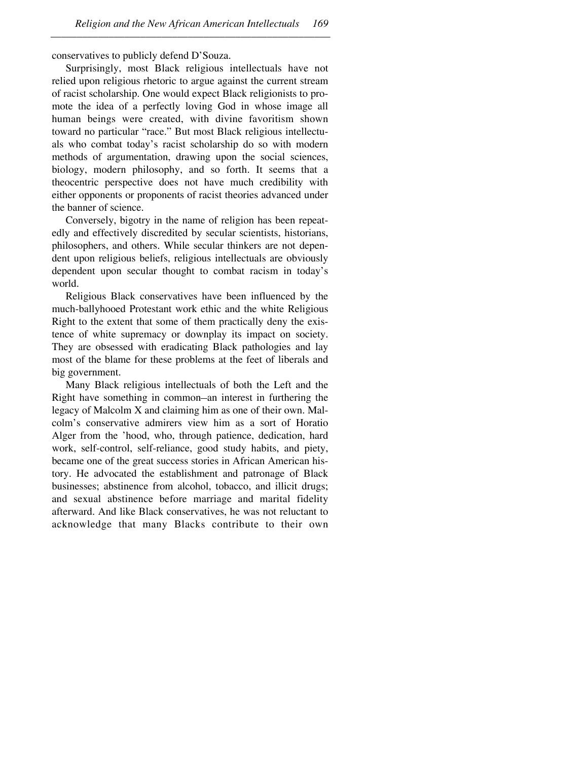conservatives to publicly defend D'Souza.

Surprisingly, most Black religious intellectuals have not relied upon religious rhetoric to argue against the current stream of racist scholarship. One would expect Black religionists to promote the idea of a perfectly loving God in whose image all human beings were created, with divine favoritism shown toward no particular "race." But most Black religious intellectuals who combat today's racist scholarship do so with modern methods of argumentation, drawing upon the social sciences, biology, modern philosophy, and so forth. It seems that a theocentric perspective does not have much credibility with either opponents or proponents of racist theories advanced under the banner of science.

Conversely, bigotry in the name of religion has been repeatedly and effectively discredited by secular scientists, historians, philosophers, and others. While secular thinkers are not dependent upon religious beliefs, religious intellectuals are obviously dependent upon secular thought to combat racism in today's world.

Religious Black conservatives have been influenced by the much-ballyhooed Protestant work ethic and the white Religious Right to the extent that some of them practically deny the existence of white supremacy or downplay its impact on society. They are obsessed with eradicating Black pathologies and lay most of the blame for these problems at the feet of liberals and big government.

Many Black religious intellectuals of both the Left and the Right have something in common–an interest in furthering the legacy of Malcolm X and claiming him as one of their own. Malcolm's conservative admirers view him as a sort of Horatio Alger from the 'hood, who, through patience, dedication, hard work, self-control, self-reliance, good study habits, and piety, became one of the great success stories in African American history. He advocated the establishment and patronage of Black businesses; abstinence from alcohol, tobacco, and illicit drugs; and sexual abstinence before marriage and marital fidelity afterward. And like Black conservatives, he was not reluctant to acknowledge that many Blacks contribute to their own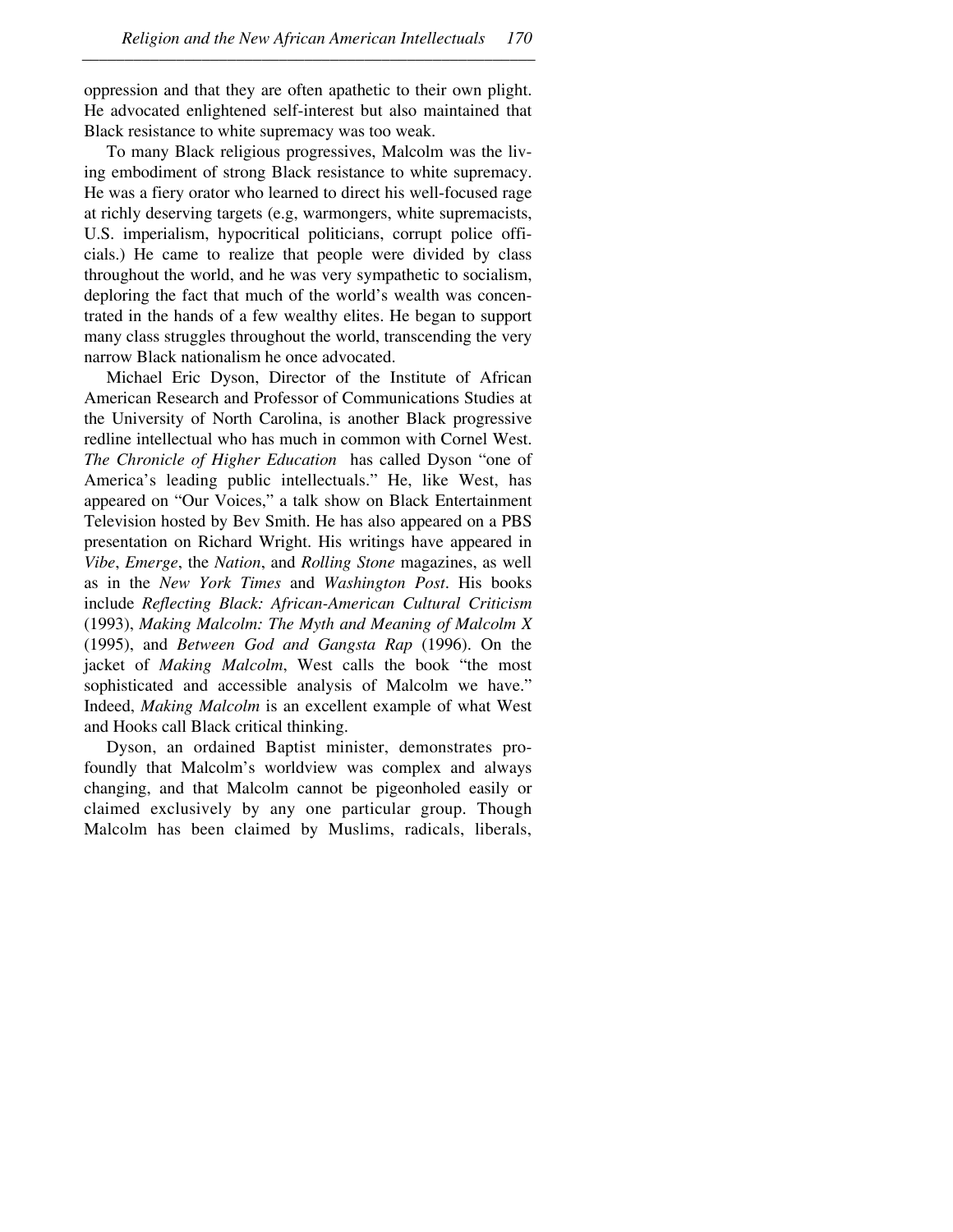oppression and that they are often apathetic to their own plight. He advocated enlightened self-interest but also maintained that Black resistance to white supremacy was too weak.

To many Black religious progressives, Malcolm was the living embodiment of strong Black resistance to white supremacy. He was a fiery orator who learned to direct his well-focused rage at richly deserving targets (e.g, warmongers, white supremacists, U.S. imperialism, hypocritical politicians, corrupt police officials.) He came to realize that people were divided by class throughout the world, and he was very sympathetic to socialism, deploring the fact that much of the world's wealth was concentrated in the hands of a few wealthy elites. He began to support many class struggles throughout the world, transcending the very narrow Black nationalism he once advocated.

Michael Eric Dyson, Director of the Institute of African American Research and Professor of Communications Studies at the University of North Carolina, is another Black progressive redline intellectual who has much in common with Cornel West. *The Chronicle of Higher Education* has called Dyson "one of America's leading public intellectuals." He, like West, has appeared on "Our Voices," a talk show on Black Entertainment Television hosted by Bev Smith. He has also appeared on a PBS presentation on Richard Wright. His writings have appeared in *Vibe*, *Emerge*, the *Nation*, and *Rolling Stone* magazines, as well as in the *New York Times* and *Washington Post*. His books include *Reflecting Black: African-American Cultural Criticism* (1993), *Making Malcolm: The Myth and Meaning of Malcolm X* (1995), and *Between God and Gangsta Rap* (1996). On the jacket of *Making Malcolm*, West calls the book "the most sophisticated and accessible analysis of Malcolm we have." Indeed, *Making Malcolm* is an excellent example of what West and Hooks call Black critical thinking.

Dyson, an ordained Baptist minister, demonstrates profoundly that Malcolm's worldview was complex and always changing, and that Malcolm cannot be pigeonholed easily or claimed exclusively by any one particular group. Though Malcolm has been claimed by Muslims, radicals, liberals,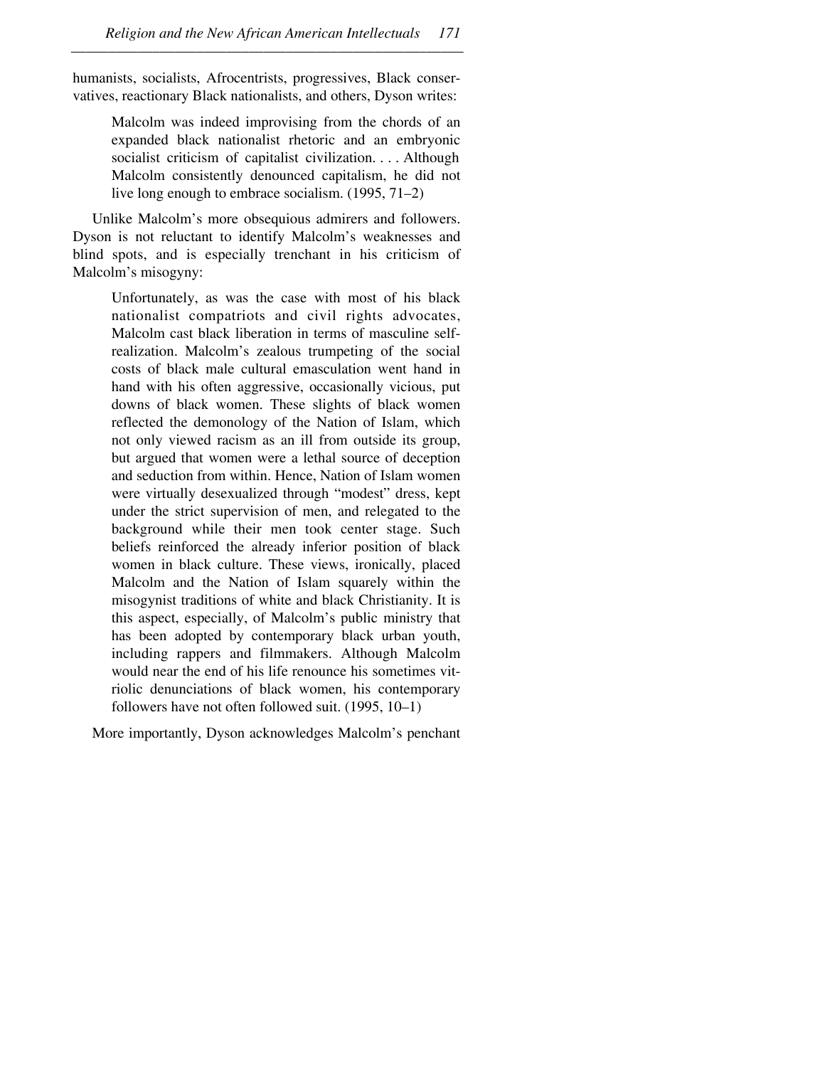humanists, socialists, Afrocentrists, progressives, Black conservatives, reactionary Black nationalists, and others, Dyson writes:

> Malcolm was indeed improvising from the chords of an expanded black nationalist rhetoric and an embryonic socialist criticism of capitalist civilization. . . . Although Malcolm consistently denounced capitalism, he did not live long enough to embrace socialism. (1995, 71–2)

Unlike Malcolm's more obsequious admirers and followers. Dyson is not reluctant to identify Malcolm's weaknesses and blind spots, and is especially trenchant in his criticism of Malcolm's misogyny:

> Unfortunately, as was the case with most of his black nationalist compatriots and civil rights advocates, Malcolm cast black liberation in terms of masculine self-realization. Malcolm's zealous trumpeting of the social costs of black male cultural emasculation went hand in hand with his often aggressive, occasionally vicious, put downs of black women. These slights of black women reflected the demonology of the Nation of Islam, which not only viewed racism as an ill from outside its group, but argued that women were a lethal source of deception and seduction from within. Hence, Nation of Islam women were virtually desexualized through "modest" dress, kept under the strict supervision of men, and relegated to the background while their men took center stage. Such beliefs reinforced the already inferior position of black women in black culture. These views, ironically, placed Malcolm and the Nation of Islam squarely within the misogynist traditions of white and black Christianity. It is this aspect, especially, of Malcolm's public ministry that has been adopted by contemporary black urban youth, including rappers and filmmakers. Although Malcolm would near the end of his life renounce his sometimes vitriolic denunciations of black women, his contemporary followers have not often followed suit. (1995, 10–1)

More importantly, Dyson acknowledges Malcolm's penchant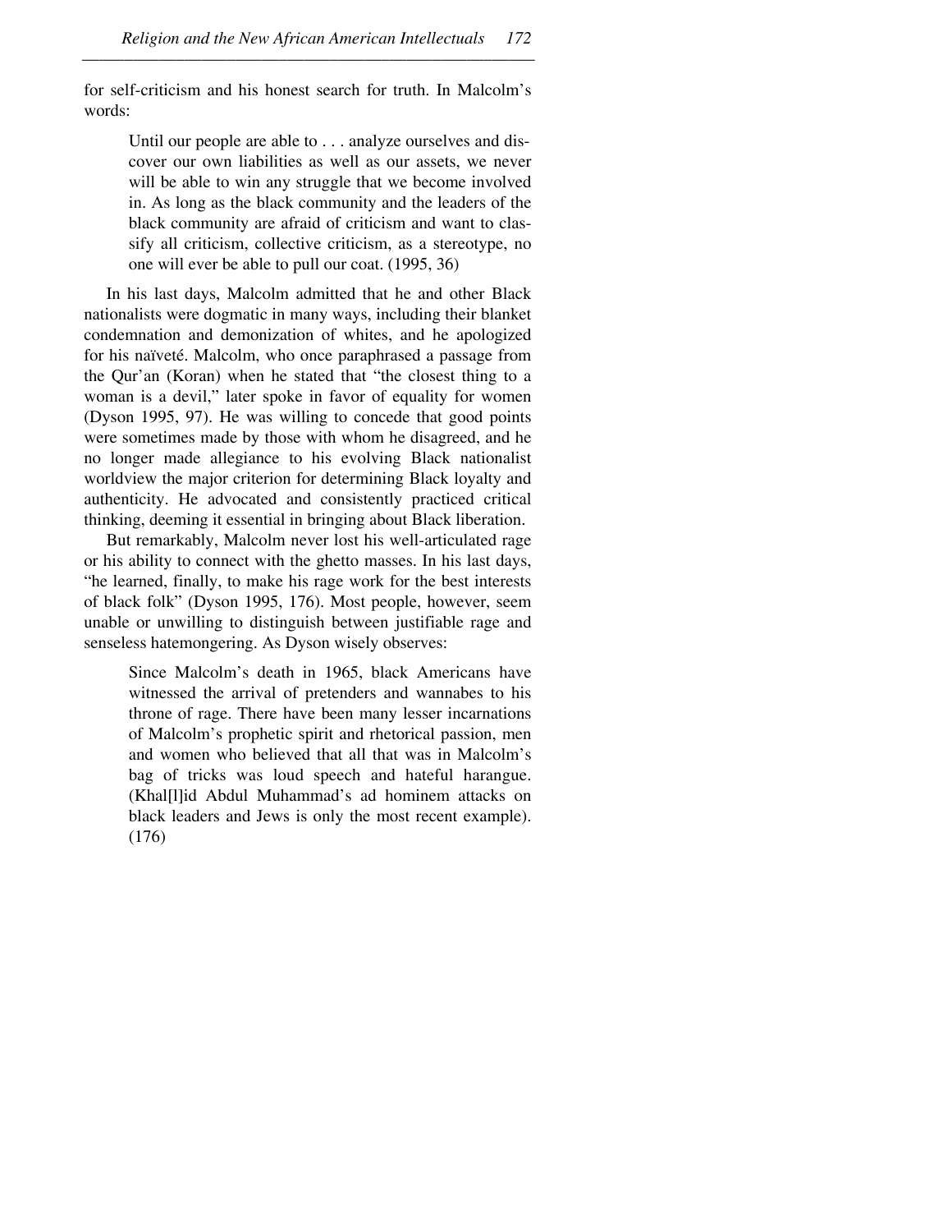for self-criticism and his honest search for truth. In Malcolm's words:

> Until our people are able to . . . analyze ourselves and discover our own liabilities as well as our assets, we never will be able to win any struggle that we become involved in. As long as the black community and the leaders of the black community are afraid of criticism and want to classify all criticism, collective criticism, as a stereotype, no one will ever be able to pull our coat. (1995, 36)

In his last days, Malcolm admitted that he and other Black nationalists were dogmatic in many ways, including their blanket condemnation and demonization of whites, and he apologized for his naïveté. Malcolm, who once paraphrased a passage from the Qur'an (Koran) when he stated that "the closest thing to a woman is a devil," later spoke in favor of equality for women (Dyson 1995, 97). He was willing to concede that good points were sometimes made by those with whom he disagreed, and he no longer made allegiance to his evolving Black nationalist worldview the major criterion for determining Black loyalty and authenticity. He advocated and consistently practiced critical thinking, deeming it essential in bringing about Black liberation.

But remarkably, Malcolm never lost his well-articulated rage or his ability to connect with the ghetto masses. In his last days, "he learned, finally, to make his rage work for the best interests of black folk" (Dyson 1995, 176). Most people, however, seem unable or unwilling to distinguish between justifiable rage and senseless hatemongering. As Dyson wisely observes:

> Since Malcolm's death in 1965, black Americans have witnessed the arrival of pretenders and wannabes to his throne of rage. There have been many lesser incarnations of Malcolm's prophetic spirit and rhetorical passion, men and women who believed that all that was in Malcolm's bag of tricks was loud speech and hateful harangue. (Khal[l]id Abdul Muhammad's ad hominem attacks on black leaders and Jews is only the most recent example). (176)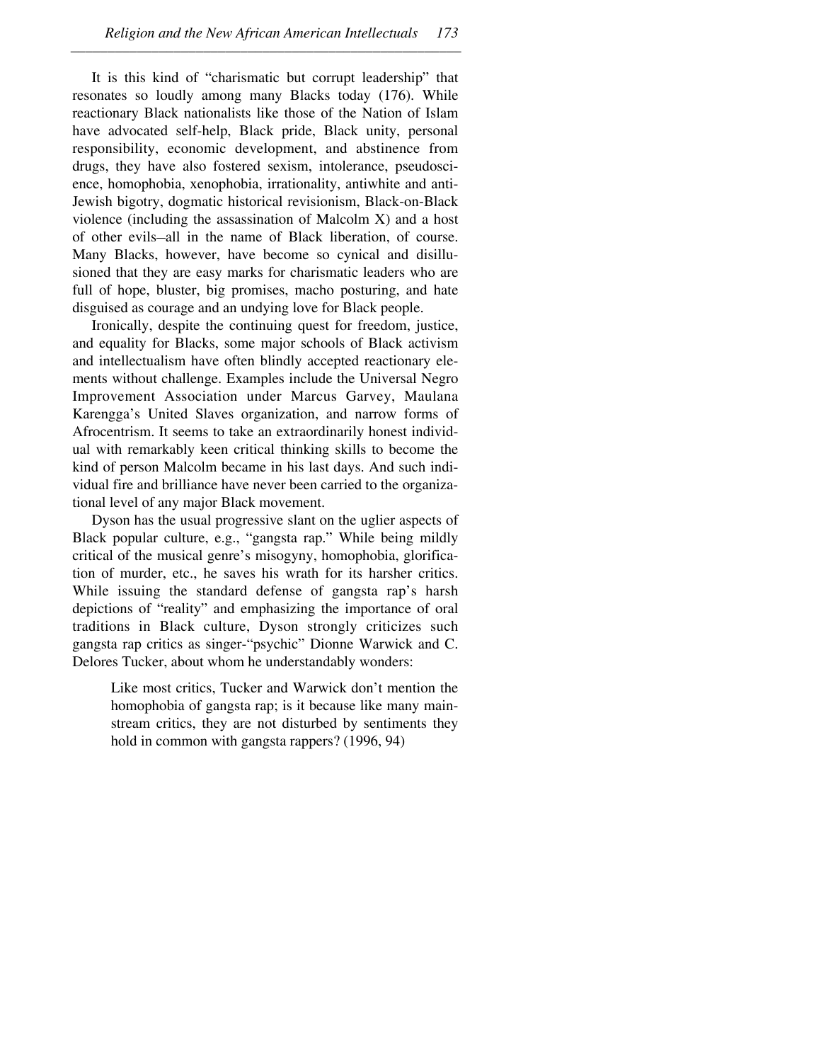It is this kind of "charismatic but corrupt leadership" that resonates so loudly among many Blacks today (176). While reactionary Black nationalists like those of the Nation of Islam have advocated self-help, Black pride, Black unity, personal responsibility, economic development, and abstinence from drugs, they have also fostered sexism, intolerance, pseudoscience, homophobia, xenophobia, irrationality, antiwhite and anti-Jewish bigotry, dogmatic historical revisionism, Black-on-Black violence (including the assassination of Malcolm X) and a host of other evils–all in the name of Black liberation, of course. Many Blacks, however, have become so cynical and disillusioned that they are easy marks for charismatic leaders who are full of hope, bluster, big promises, macho posturing, and hate disguised as courage and an undying love for Black people.

Ironically, despite the continuing quest for freedom, justice, and equality for Blacks, some major schools of Black activism and intellectualism have often blindly accepted reactionary elements without challenge. Examples include the Universal Negro Improvement Association under Marcus Garvey, Maulana Karengga's United Slaves organization, and narrow forms of Afrocentrism. It seems to take an extraordinarily honest individual with remarkably keen critical thinking skills to become the kind of person Malcolm became in his last days. And such individual fire and brilliance have never been carried to the organizational level of any major Black movement.

Dyson has the usual progressive slant on the uglier aspects of Black popular culture, e.g., "gangsta rap." While being mildly critical of the musical genre's misogyny, homophobia, glorification of murder, etc., he saves his wrath for its harsher critics. While issuing the standard defense of gangsta rap's harsh depictions of "reality" and emphasizing the importance of oral traditions in Black culture, Dyson strongly criticizes such gangsta rap critics as singer-"psychic" Dionne Warwick and C. Delores Tucker, about whom he understandably wonders:

> Like most critics, Tucker and Warwick don't mention the homophobia of gangsta rap; is it because like many mainstream critics, they are not disturbed by sentiments they hold in common with gangsta rappers? (1996, 94)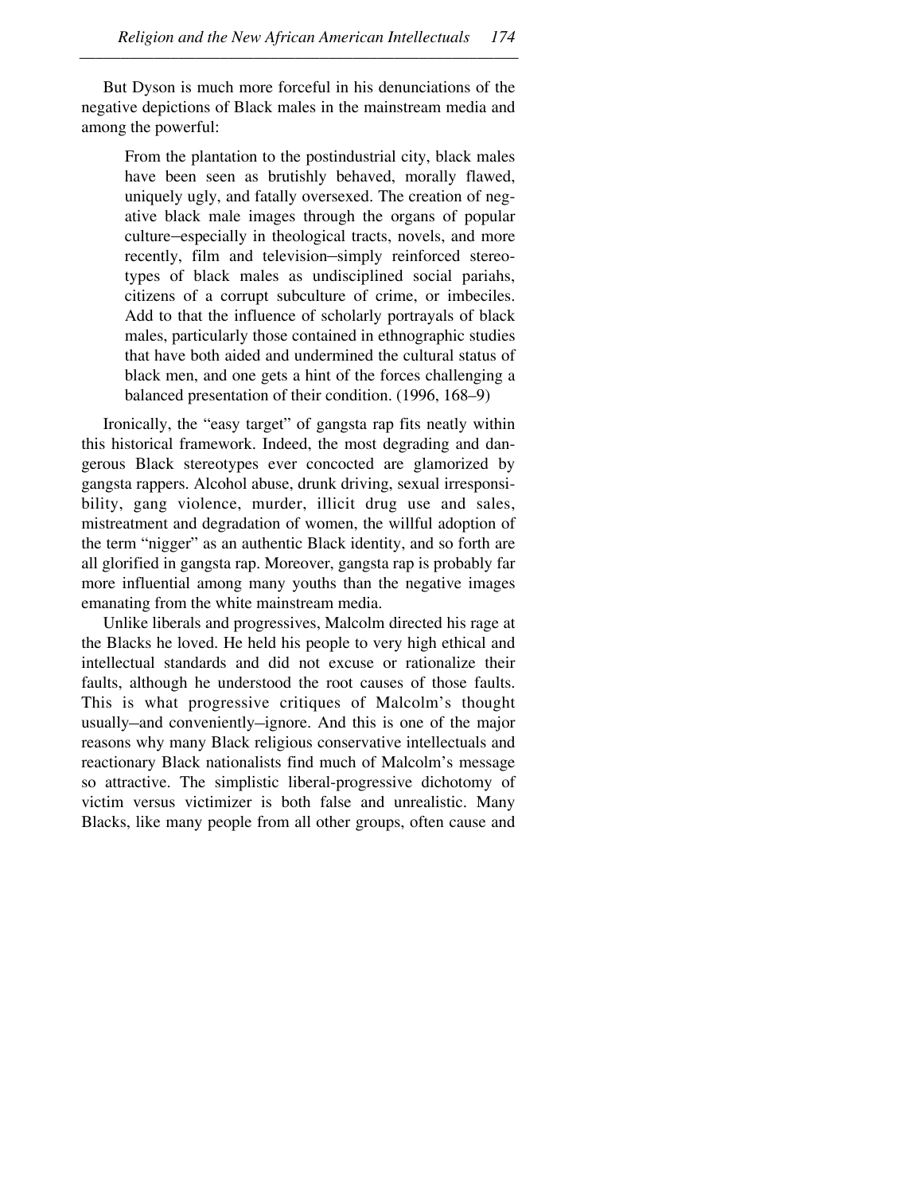But Dyson is much more forceful in his denunciations of the negative depictions of Black males in the mainstream media and among the powerful:

> From the plantation to the postindustrial city, black males have been seen as brutishly behaved, morally flawed, uniquely ugly, and fatally oversexed. The creation of negative black male images through the organs of popular culture—especially in theological tracts, novels, and more recently, film and television—simply reinforced stereotypes of black males as undisciplined social pariahs, citizens of a corrupt subculture of crime, or imbeciles. Add to that the influence of scholarly portrayals of black males, particularly those contained in ethnographic studies that have both aided and undermined the cultural status of black men, and one gets a hint of the forces challenging a balanced presentation of their condition. (1996, 168–9)

Ironically, the "easy target" of gangsta rap fits neatly within this historical framework. Indeed, the most degrading and dangerous Black stereotypes ever concocted are glamorized by gangsta rappers. Alcohol abuse, drunk driving, sexual irresponsibility, gang violence, murder, illicit drug use and sales, mistreatment and degradation of women, the willful adoption of the term "nigger" as an authentic Black identity, and so forth are all glorified in gangsta rap. Moreover, gangsta rap is probably far more influential among many youths than the negative images emanating from the white mainstream media.

Unlike liberals and progressives, Malcolm directed his rage at the Blacks he loved. He held his people to very high ethical and intellectual standards and did not excuse or rationalize their faults, although he understood the root causes of those faults. This is what progressive critiques of Malcolm's thought usually—and conveniently—ignore. And this is one of the major reasons why many Black religious conservative intellectuals and reactionary Black nationalists find much of Malcolm's message so attractive. The simplistic liberal-progressive dichotomy of victim versus victimizer is both false and unrealistic. Many Blacks, like many people from all other groups, often cause and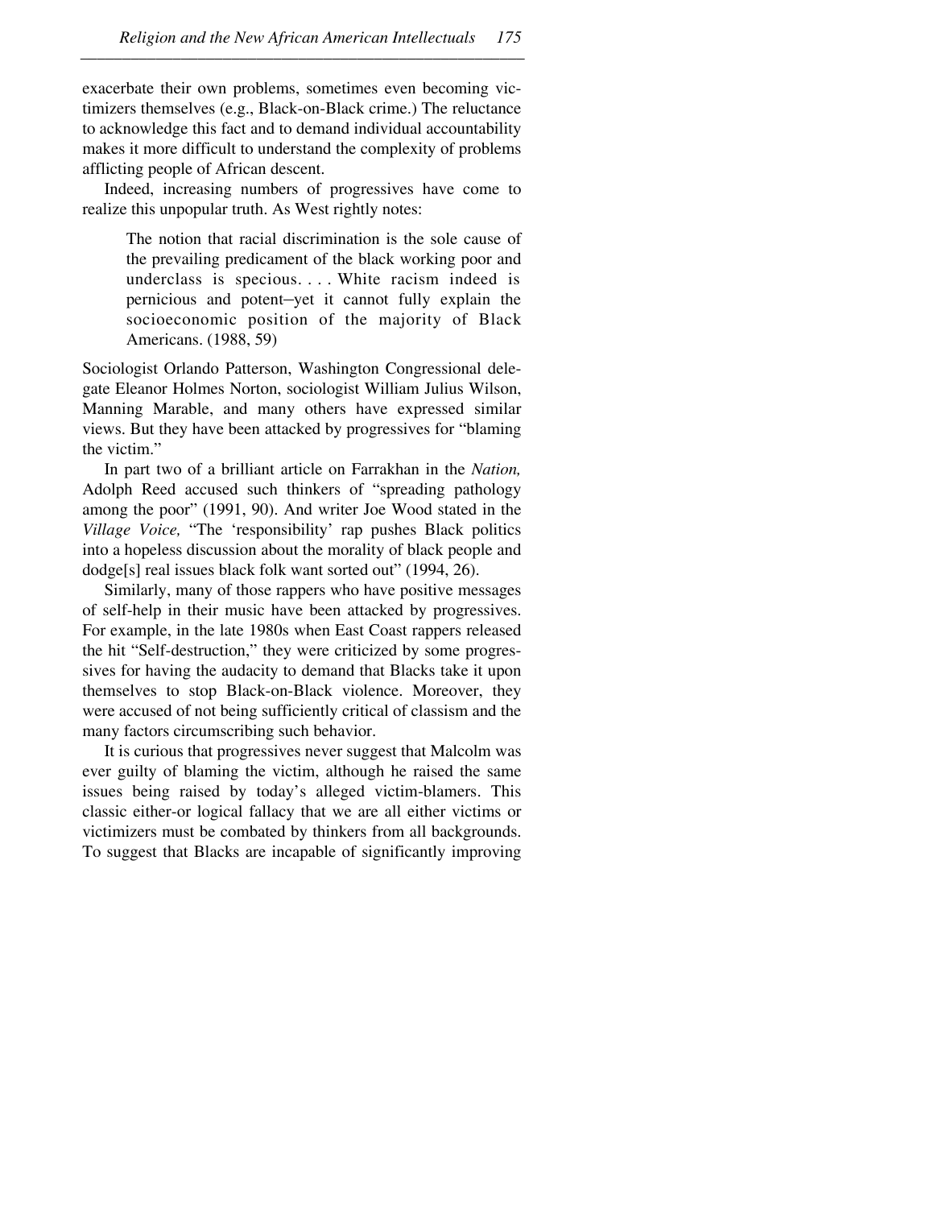exacerbate their own problems, sometimes even becoming victimizers themselves (e.g., Black-on-Black crime.) The reluctance to acknowledge this fact and to demand individual accountability makes it more difficult to understand the complexity of problems afflicting people of African descent.

Indeed, increasing numbers of progressives have come to realize this unpopular truth. As West rightly notes:

> The notion that racial discrimination is the sole cause of the prevailing predicament of the black working poor and underclass is specious. . . . White racism indeed is pernicious and potent–yet it cannot fully explain the socioeconomic position of the majority of Black Americans. (1988, 59)

Sociologist Orlando Patterson, Washington Congressional delegate Eleanor Holmes Norton, sociologist William Julius Wilson, Manning Marable, and many others have expressed similar views. But they have been attacked by progressives for "blaming the victim."

In part two of a brilliant article on Farrakhan in the *Nation,* Adolph Reed accused such thinkers of "spreading pathology among the poor" (1991, 90). And writer Joe Wood stated in the *Village Voice,* "The 'responsibility' rap pushes Black politics into a hopeless discussion about the morality of black people and dodge[s] real issues black folk want sorted out" (1994, 26).

Similarly, many of those rappers who have positive messages of self-help in their music have been attacked by progressives. For example, in the late 1980s when East Coast rappers released the hit "Self-destruction," they were criticized by some progressives for having the audacity to demand that Blacks take it upon themselves to stop Black-on-Black violence. Moreover, they were accused of not being sufficiently critical of classism and the many factors circumscribing such behavior.

It is curious that progressives never suggest that Malcolm was ever guilty of blaming the victim, although he raised the same issues being raised by today's alleged victim-blamers. This classic either-or logical fallacy that we are all either victims or victimizers must be combated by thinkers from all backgrounds. To suggest that Blacks are incapable of significantly improving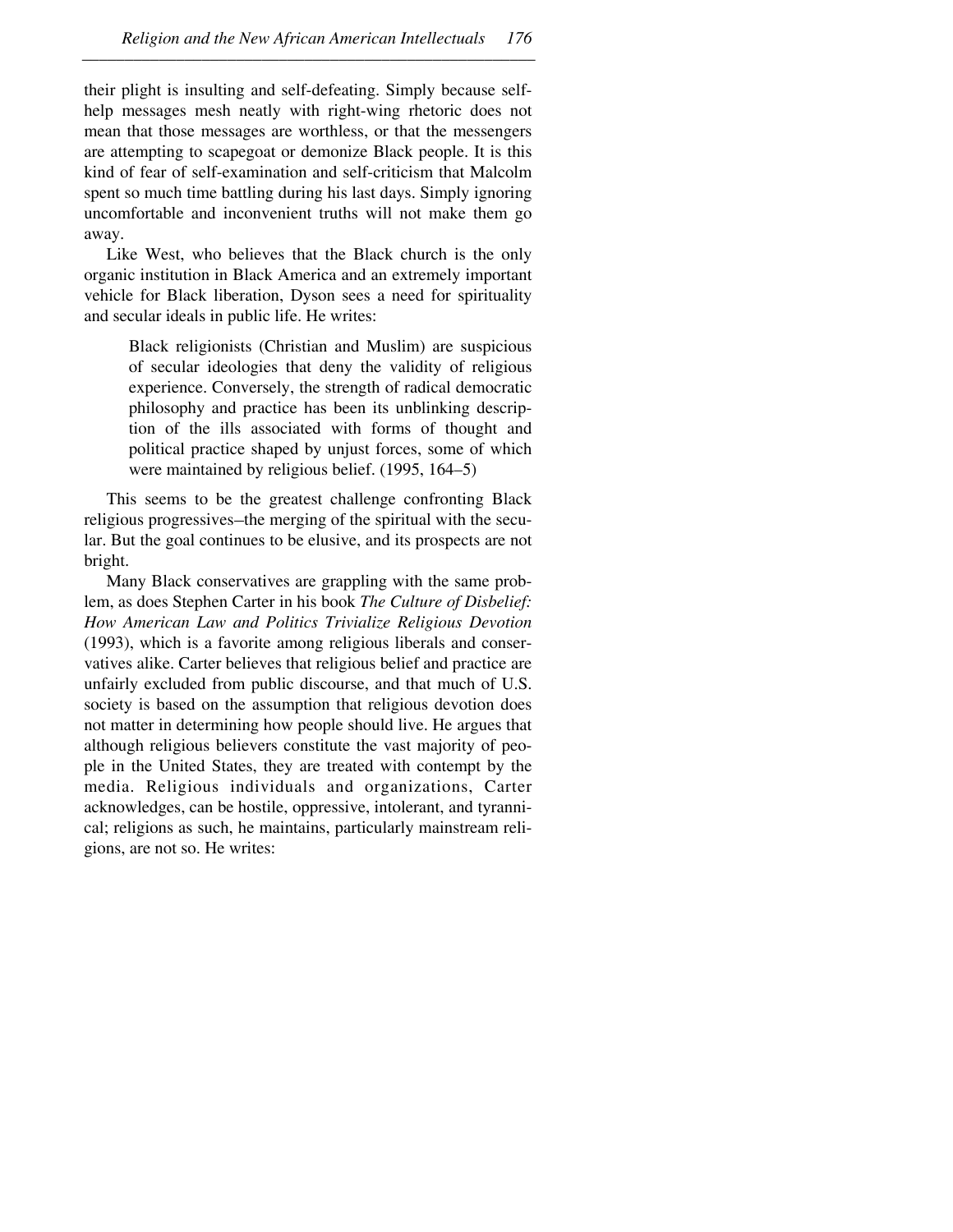their plight is insulting and self-defeating. Simply because self-help messages mesh neatly with right-wing rhetoric does not mean that those messages are worthless, or that the messengers are attempting to scapegoat or demonize Black people. It is this kind of fear of self-examination and self-criticism that Malcolm spent so much time battling during his last days. Simply ignoring uncomfortable and inconvenient truths will not make them go away.

Like West, who believes that the Black church is the only organic institution in Black America and an extremely important vehicle for Black liberation, Dyson sees a need for spirituality and secular ideals in public life. He writes:

> Black religionists (Christian and Muslim) are suspicious of secular ideologies that deny the validity of religious experience. Conversely, the strength of radical democratic philosophy and practice has been its unblinking description of the ills associated with forms of thought and political practice shaped by unjust forces, some of which were maintained by religious belief. (1995, 164–5)

This seems to be the greatest challenge confronting Black religious progressives–the merging of the spiritual with the secular. But the goal continues to be elusive, and its prospects are not bright.

Many Black conservatives are grappling with the same problem, as does Stephen Carter in his book *The Culture of Disbelief: How American Law and Politics Trivialize Religious Devotion* (1993), which is a favorite among religious liberals and conservatives alike. Carter believes that religious belief and practice are unfairly excluded from public discourse, and that much of U.S. society is based on the assumption that religious devotion does not matter in determining how people should live. He argues that although religious believers constitute the vast majority of people in the United States, they are treated with contempt by the media. Religious individuals and organizations, Carter acknowledges, can be hostile, oppressive, intolerant, and tyrannical; religions as such, he maintains, particularly mainstream religions, are not so. He writes: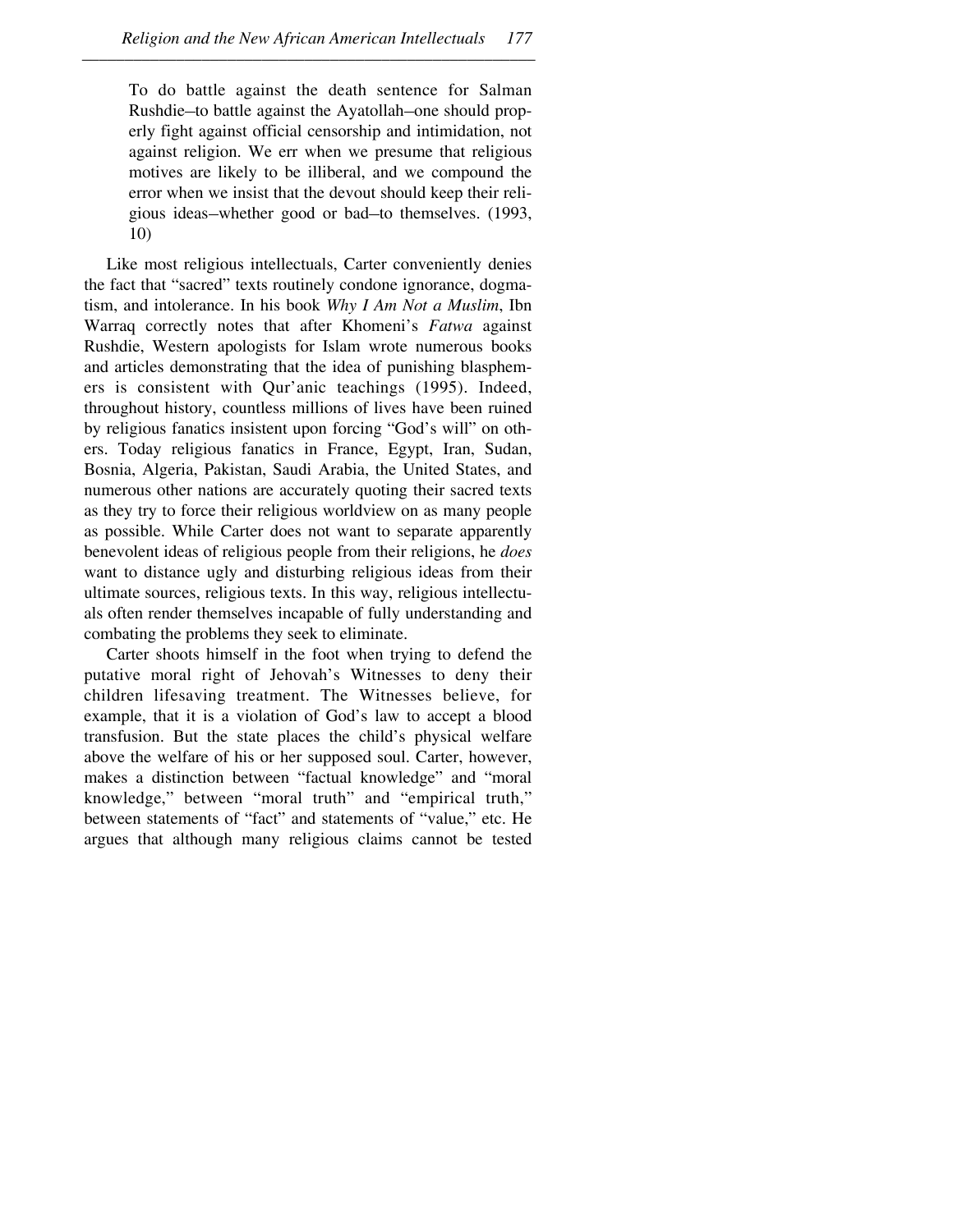> To do battle against the death sentence for Salman Rushdie–to battle against the Ayatollah–one should properly fight against official censorship and intimidation, not against religion. We err when we presume that religious motives are likely to be illiberal, and we compound the error when we insist that the devout should keep their religious ideas–whether good or bad–to themselves. (1993, 10)

Like most religious intellectuals, Carter conveniently denies the fact that "sacred" texts routinely condone ignorance, dogmatism, and intolerance. In his book *Why I Am Not a Muslim*, Ibn Warraq correctly notes that after Khomeni's *Fatwa* against Rushdie, Western apologists for Islam wrote numerous books and articles demonstrating that the idea of punishing blasphemers is consistent with Qur'anic teachings (1995). Indeed, throughout history, countless millions of lives have been ruined by religious fanatics insistent upon forcing "God's will" on others. Today religious fanatics in France, Egypt, Iran, Sudan, Bosnia, Algeria, Pakistan, Saudi Arabia, the United States, and numerous other nations are accurately quoting their sacred texts as they try to force their religious worldview on as many people as possible. While Carter does not want to separate apparently benevolent ideas of religious people from their religions, he *does* want to distance ugly and disturbing religious ideas from their ultimate sources, religious texts. In this way, religious intellectuals often render themselves incapable of fully understanding and combating the problems they seek to eliminate.

Carter shoots himself in the foot when trying to defend the putative moral right of Jehovah's Witnesses to deny their children lifesaving treatment. The Witnesses believe, for example, that it is a violation of God's law to accept a blood transfusion. But the state places the child's physical welfare above the welfare of his or her supposed soul. Carter, however, makes a distinction between "factual knowledge" and "moral knowledge," between "moral truth" and "empirical truth," between statements of "fact" and statements of "value," etc. He argues that although many religious claims cannot be tested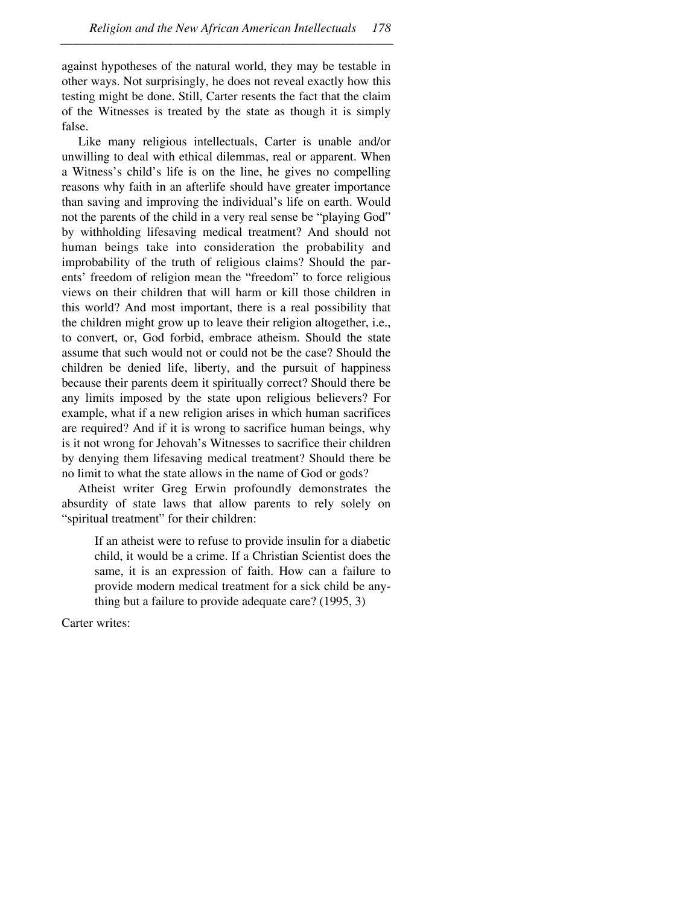against hypotheses of the natural world, they may be testable in other ways. Not surprisingly, he does not reveal exactly how this testing might be done. Still, Carter resents the fact that the claim of the Witnesses is treated by the state as though it is simply false.

Like many religious intellectuals, Carter is unable and/or unwilling to deal with ethical dilemmas, real or apparent. When a Witness's child's life is on the line, he gives no compelling reasons why faith in an afterlife should have greater importance than saving and improving the individual's life on earth. Would not the parents of the child in a very real sense be "playing God" by withholding lifesaving medical treatment? And should not human beings take into consideration the probability and improbability of the truth of religious claims? Should the parents' freedom of religion mean the "freedom" to force religious views on their children that will harm or kill those children in this world? And most important, there is a real possibility that the children might grow up to leave their religion altogether, i.e., to convert, or, God forbid, embrace atheism. Should the state assume that such would not or could not be the case? Should the children be denied life, liberty, and the pursuit of happiness because their parents deem it spiritually correct? Should there be any limits imposed by the state upon religious believers? For example, what if a new religion arises in which human sacrifices are required? And if it is wrong to sacrifice human beings, why is it not wrong for Jehovah's Witnesses to sacrifice their children by denying them lifesaving medical treatment? Should there be no limit to what the state allows in the name of God or gods?

Atheist writer Greg Erwin profoundly demonstrates the absurdity of state laws that allow parents to rely solely on "spiritual treatment" for their children:

> If an atheist were to refuse to provide insulin for a diabetic child, it would be a crime. If a Christian Scientist does the same, it is an expression of faith. How can a failure to provide modern medical treatment for a sick child be anything but a failure to provide adequate care? (1995, 3)

Carter writes: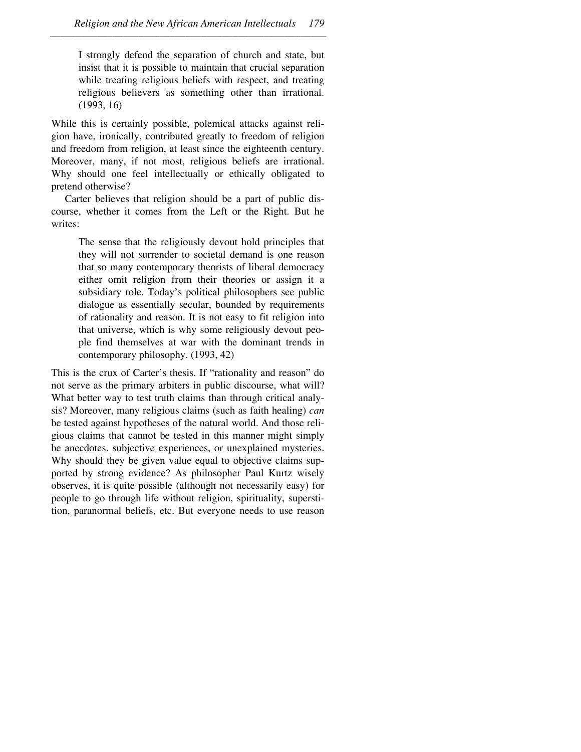> I strongly defend the separation of church and state, but insist that it is possible to maintain that crucial separation while treating religious beliefs with respect, and treating religious believers as something other than irrational. (1993, 16)

While this is certainly possible, polemical attacks against religion have, ironically, contributed greatly to freedom of religion and freedom from religion, at least since the eighteenth century. Moreover, many, if not most, religious beliefs are irrational. Why should one feel intellectually or ethically obligated to pretend otherwise?

Carter believes that religion should be a part of public discourse, whether it comes from the Left or the Right. But he writes:

> The sense that the religiously devout hold principles that they will not surrender to societal demand is one reason that so many contemporary theorists of liberal democracy either omit religion from their theories or assign it a subsidiary role. Today's political philosophers see public dialogue as essentially secular, bounded by requirements of rationality and reason. It is not easy to fit religion into that universe, which is why some religiously devout people find themselves at war with the dominant trends in contemporary philosophy. (1993, 42)

This is the crux of Carter's thesis. If "rationality and reason" do not serve as the primary arbiters in public discourse, what will? What better way to test truth claims than through critical analysis? Moreover, many religious claims (such as faith healing) *can* be tested against hypotheses of the natural world. And those religious claims that cannot be tested in this manner might simply be anecdotes, subjective experiences, or unexplained mysteries. Why should they be given value equal to objective claims supported by strong evidence? As philosopher Paul Kurtz wisely observes, it is quite possible (although not necessarily easy) for people to go through life without religion, spirituality, superstition, paranormal beliefs, etc. But everyone needs to use reason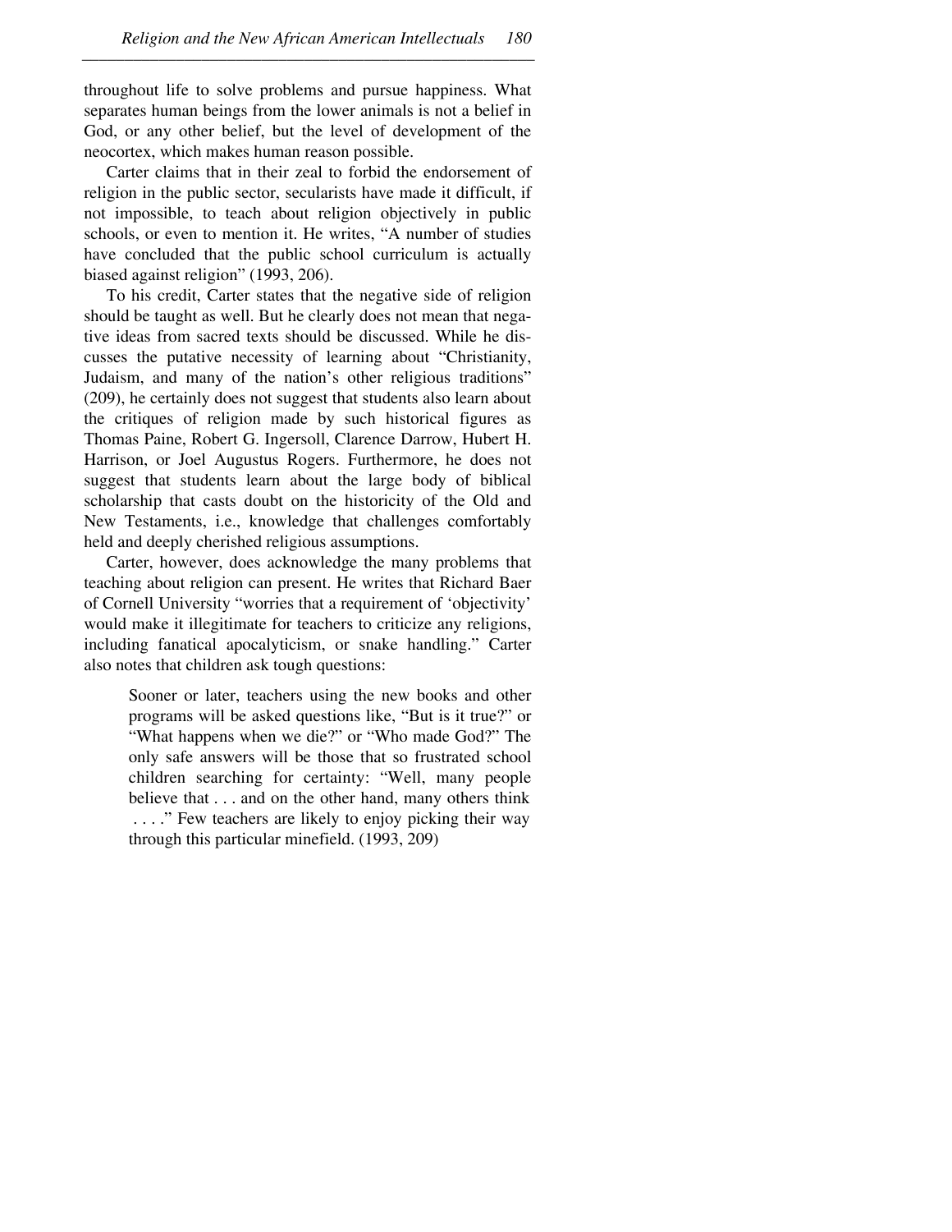throughout life to solve problems and pursue happiness. What separates human beings from the lower animals is not a belief in God, or any other belief, but the level of development of the neocortex, which makes human reason possible.

Carter claims that in their zeal to forbid the endorsement of religion in the public sector, secularists have made it difficult, if not impossible, to teach about religion objectively in public schools, or even to mention it. He writes, "A number of studies have concluded that the public school curriculum is actually biased against religion" (1993, 206).

To his credit, Carter states that the negative side of religion should be taught as well. But he clearly does not mean that negative ideas from sacred texts should be discussed. While he discusses the putative necessity of learning about "Christianity, Judaism, and many of the nation's other religious traditions" (209), he certainly does not suggest that students also learn about the critiques of religion made by such historical figures as Thomas Paine, Robert G. Ingersoll, Clarence Darrow, Hubert H. Harrison, or Joel Augustus Rogers. Furthermore, he does not suggest that students learn about the large body of biblical scholarship that casts doubt on the historicity of the Old and New Testaments, i.e., knowledge that challenges comfortably held and deeply cherished religious assumptions.

Carter, however, does acknowledge the many problems that teaching about religion can present. He writes that Richard Baer of Cornell University "worries that a requirement of 'objectivity' would make it illegitimate for teachers to criticize any religions, including fanatical apocalyticism, or snake handling." Carter also notes that children ask tough questions:

> Sooner or later, teachers using the new books and other programs will be asked questions like, "But is it true?" or "What happens when we die?" or "Who made God?" The only safe answers will be those that so frustrated school children searching for certainty: "Well, many people believe that . . . and on the other hand, many others think . . . ." Few teachers are likely to enjoy picking their way through this particular minefield. (1993, 209)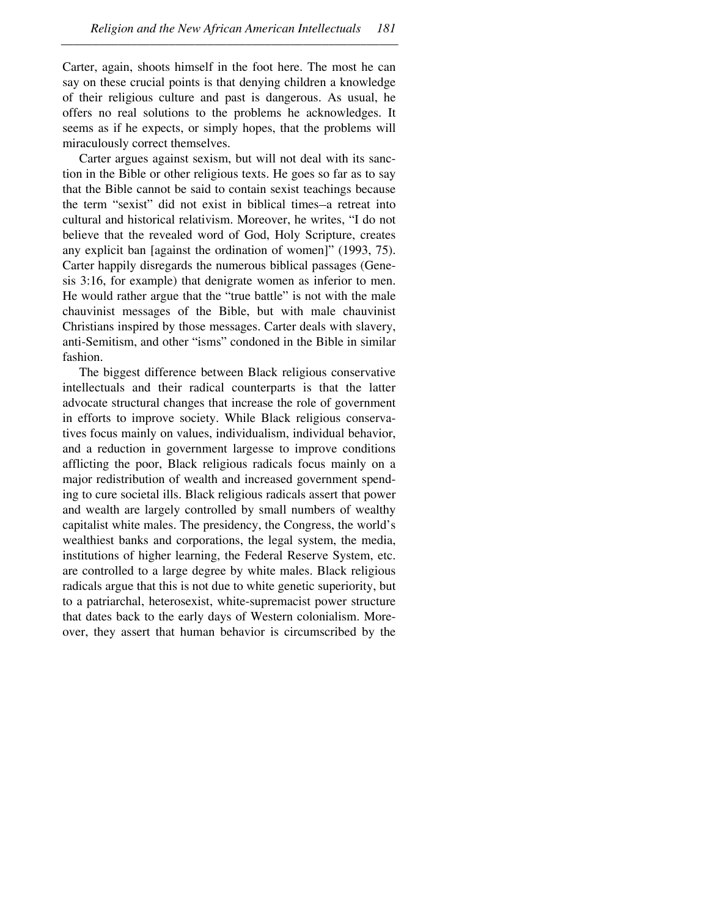Carter, again, shoots himself in the foot here. The most he can say on these crucial points is that denying children a knowledge of their religious culture and past is dangerous. As usual, he offers no real solutions to the problems he acknowledges. It seems as if he expects, or simply hopes, that the problems will miraculously correct themselves.

Carter argues against sexism, but will not deal with its sanction in the Bible or other religious texts. He goes so far as to say that the Bible cannot be said to contain sexist teachings because the term "sexist" did not exist in biblical times–a retreat into cultural and historical relativism. Moreover, he writes, "I do not believe that the revealed word of God, Holy Scripture, creates any explicit ban [against the ordination of women]" (1993, 75). Carter happily disregards the numerous biblical passages (Genesis 3:16, for example) that denigrate women as inferior to men. He would rather argue that the "true battle" is not with the male chauvinist messages of the Bible, but with male chauvinist Christians inspired by those messages. Carter deals with slavery, anti-Semitism, and other "isms" condoned in the Bible in similar fashion.

The biggest difference between Black religious conservative intellectuals and their radical counterparts is that the latter advocate structural changes that increase the role of government in efforts to improve society. While Black religious conservatives focus mainly on values, individualism, individual behavior, and a reduction in government largesse to improve conditions afflicting the poor, Black religious radicals focus mainly on a major redistribution of wealth and increased government spending to cure societal ills. Black religious radicals assert that power and wealth are largely controlled by small numbers of wealthy capitalist white males. The presidency, the Congress, the world's wealthiest banks and corporations, the legal system, the media, institutions of higher learning, the Federal Reserve System, etc. are controlled to a large degree by white males. Black religious radicals argue that this is not due to white genetic superiority, but to a patriarchal, heterosexist, white-supremacist power structure that dates back to the early days of Western colonialism. Moreover, they assert that human behavior is circumscribed by the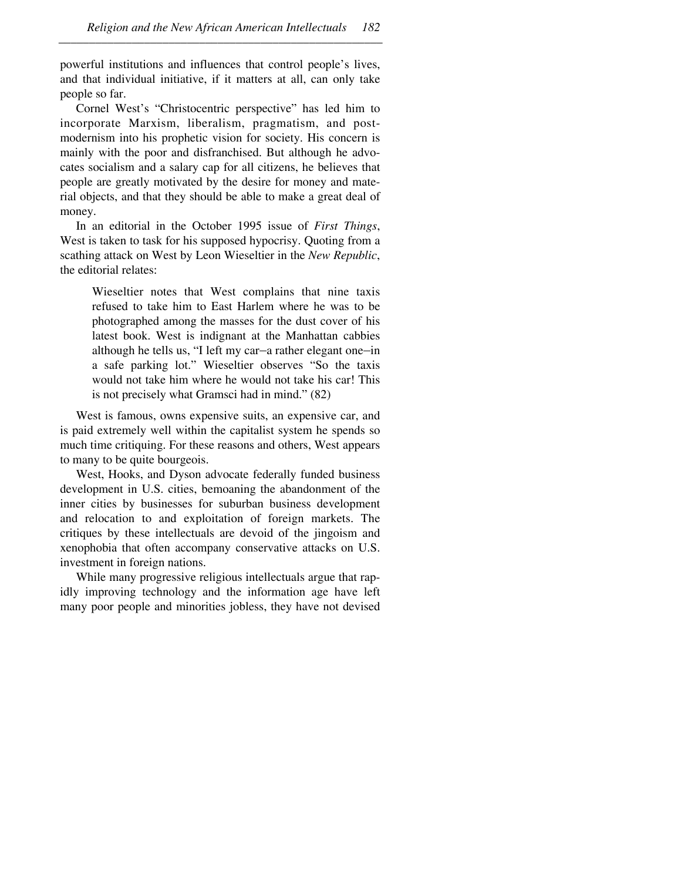powerful institutions and influences that control people's lives, and that individual initiative, if it matters at all, can only take people so far.

Cornel West's "Christocentric perspective" has led him to incorporate Marxism, liberalism, pragmatism, and post-modernism into his prophetic vision for society. His concern is mainly with the poor and disfranchised. But although he advocates socialism and a salary cap for all citizens, he believes that people are greatly motivated by the desire for money and material objects, and that they should be able to make a great deal of money.

In an editorial in the October 1995 issue of *First Things*, West is taken to task for his supposed hypocrisy. Quoting from a scathing attack on West by Leon Wieseltier in the *New Republic*, the editorial relates:

> Wieseltier notes that West complains that nine taxis refused to take him to East Harlem where he was to be photographed among the masses for the dust cover of his latest book. West is indignant at the Manhattan cabbies although he tells us, "I left my car–a rather elegant one–in a safe parking lot." Wieseltier observes "So the taxis would not take him where he would not take his car! This is not precisely what Gramsci had in mind." (82)

West is famous, owns expensive suits, an expensive car, and is paid extremely well within the capitalist system he spends so much time critiquing. For these reasons and others, West appears to many to be quite bourgeois.

West, Hooks, and Dyson advocate federally funded business development in U.S. cities, bemoaning the abandonment of the inner cities by businesses for suburban business development and relocation to and exploitation of foreign markets. The critiques by these intellectuals are devoid of the jingoism and xenophobia that often accompany conservative attacks on U.S. investment in foreign nations.

While many progressive religious intellectuals argue that rapidly improving technology and the information age have left many poor people and minorities jobless, they have not devised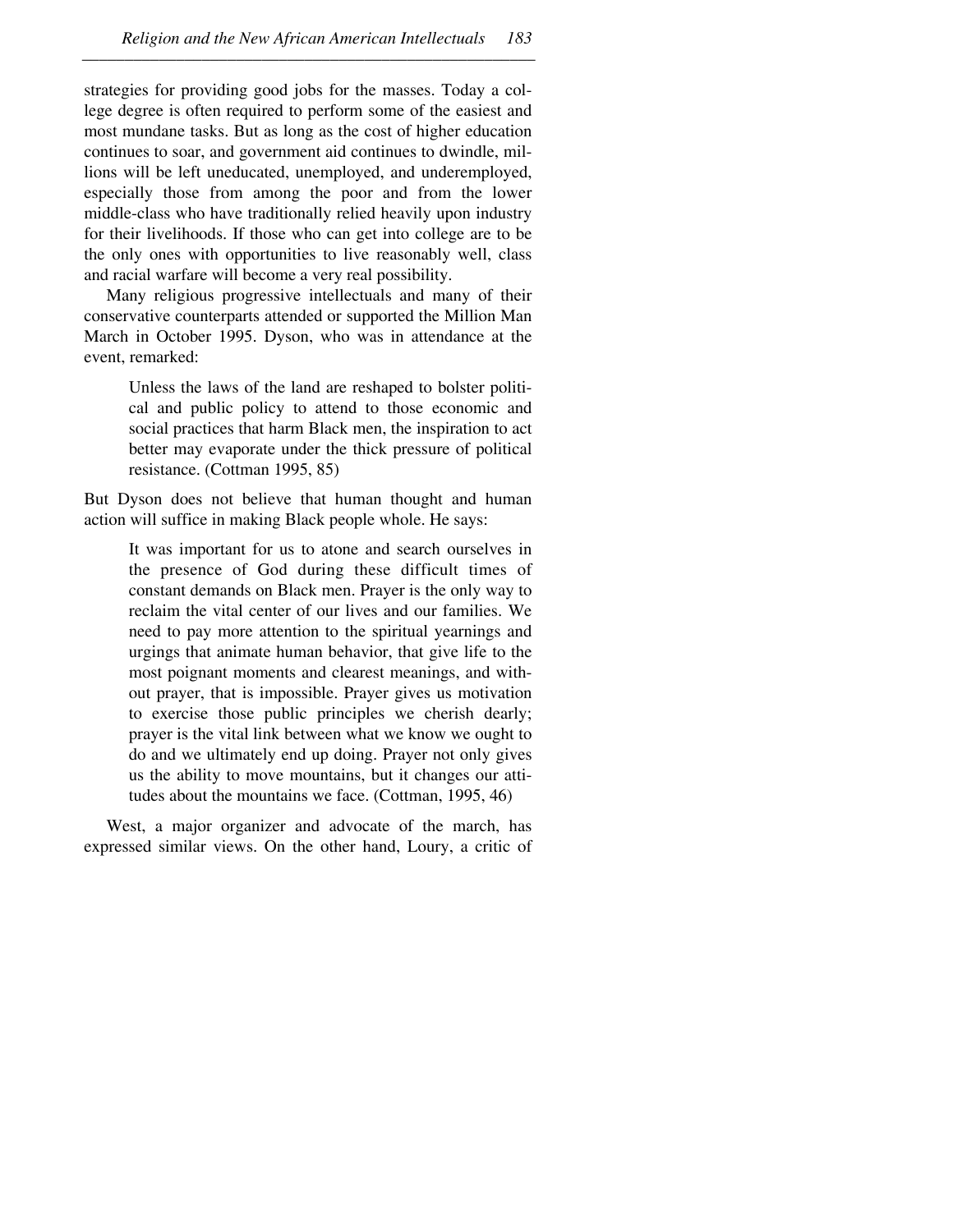strategies for providing good jobs for the masses. Today a college degree is often required to perform some of the easiest and most mundane tasks. But as long as the cost of higher education continues to soar, and government aid continues to dwindle, millions will be left uneducated, unemployed, and underemployed, especially those from among the poor and from the lower middle-class who have traditionally relied heavily upon industry for their livelihoods. If those who can get into college are to be the only ones with opportunities to live reasonably well, class and racial warfare will become a very real possibility.

Many religious progressive intellectuals and many of their conservative counterparts attended or supported the Million Man March in October 1995. Dyson, who was in attendance at the event, remarked:

> Unless the laws of the land are reshaped to bolster political and public policy to attend to those economic and social practices that harm Black men, the inspiration to act better may evaporate under the thick pressure of political resistance. (Cottman 1995, 85)

But Dyson does not believe that human thought and human action will suffice in making Black people whole. He says:

> It was important for us to atone and search ourselves in the presence of God during these difficult times of constant demands on Black men. Prayer is the only way to reclaim the vital center of our lives and our families. We need to pay more attention to the spiritual yearnings and urgings that animate human behavior, that give life to the most poignant moments and clearest meanings, and without prayer, that is impossible. Prayer gives us motivation to exercise those public principles we cherish dearly; prayer is the vital link between what we know we ought to do and we ultimately end up doing. Prayer not only gives us the ability to move mountains, but it changes our attitudes about the mountains we face. (Cottman, 1995, 46)

West, a major organizer and advocate of the march, has expressed similar views. On the other hand, Loury, a critic of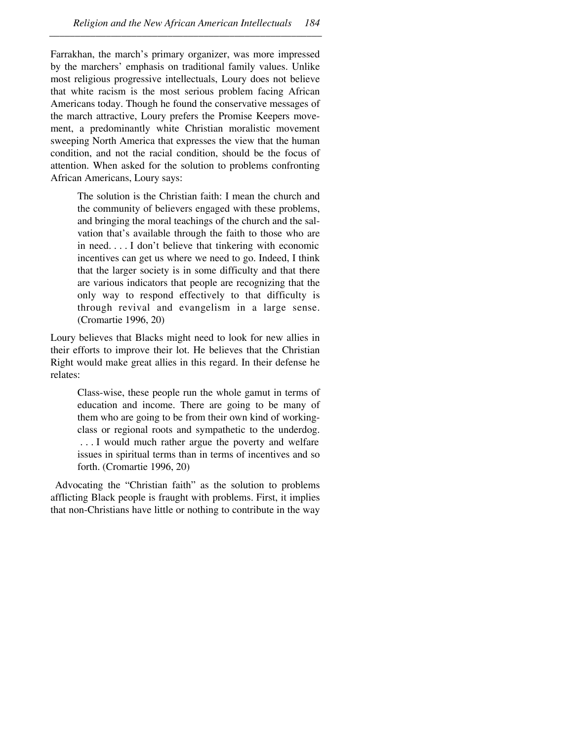Farrakhan, the march's primary organizer, was more impressed by the marchers' emphasis on traditional family values. Unlike most religious progressive intellectuals, Loury does not believe that white racism is the most serious problem facing African Americans today. Though he found the conservative messages of the march attractive, Loury prefers the Promise Keepers movement, a predominantly white Christian moralistic movement sweeping North America that expresses the view that the human condition, and not the racial condition, should be the focus of attention. When asked for the solution to problems confronting African Americans, Loury says:

> The solution is the Christian faith: I mean the church and the community of believers engaged with these problems, and bringing the moral teachings of the church and the salvation that's available through the faith to those who are in need. . . . I don't believe that tinkering with economic incentives can get us where we need to go. Indeed, I think that the larger society is in some difficulty and that there are various indicators that people are recognizing that the only way to respond effectively to that difficulty is through revival and evangelism in a large sense. (Cromartie 1996, 20)

Loury believes that Blacks might need to look for new allies in their efforts to improve their lot. He believes that the Christian Right would make great allies in this regard. In their defense he relates:

> Class-wise, these people run the whole gamut in terms of education and income. There are going to be many of them who are going to be from their own kind of working-class or regional roots and sympathetic to the underdog. . . . I would much rather argue the poverty and welfare issues in spiritual terms than in terms of incentives and so forth. (Cromartie 1996, 20)

Advocating the "Christian faith" as the solution to problems afflicting Black people is fraught with problems. First, it implies that non-Christians have little or nothing to contribute in the way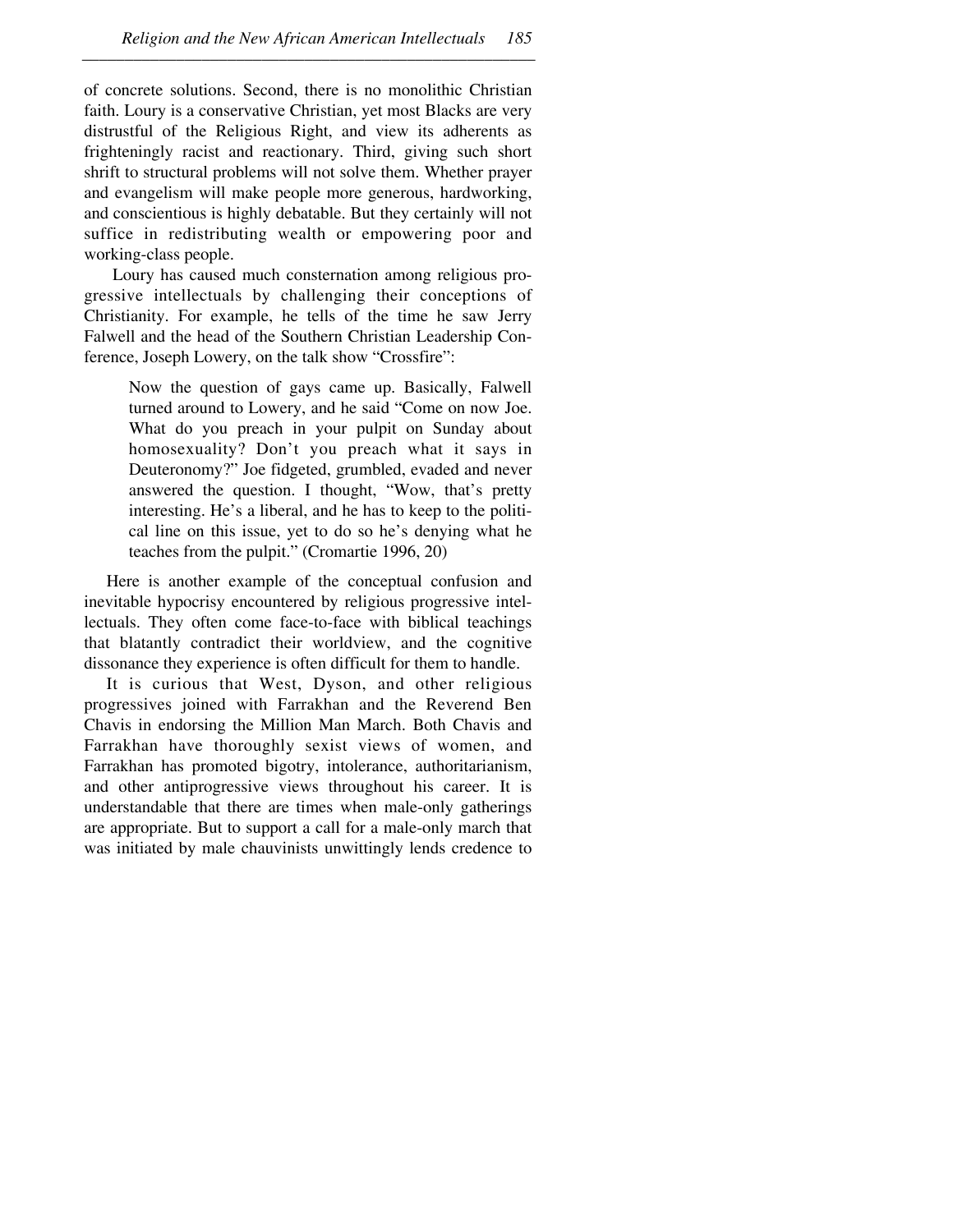of concrete solutions. Second, there is no monolithic Christian faith. Loury is a conservative Christian, yet most Blacks are very distrustful of the Religious Right, and view its adherents as frighteningly racist and reactionary. Third, giving such short shrift to structural problems will not solve them. Whether prayer and evangelism will make people more generous, hardworking, and conscientious is highly debatable. But they certainly will not suffice in redistributing wealth or empowering poor and working-class people.

Loury has caused much consternation among religious progressive intellectuals by challenging their conceptions of Christianity. For example, he tells of the time he saw Jerry Falwell and the head of the Southern Christian Leadership Conference, Joseph Lowery, on the talk show "Crossfire":

> Now the question of gays came up. Basically, Falwell turned around to Lowery, and he said "Come on now Joe. What do you preach in your pulpit on Sunday about homosexuality? Don't you preach what it says in Deuteronomy?" Joe fidgeted, grumbled, evaded and never answered the question. I thought, "Wow, that's pretty interesting. He's a liberal, and he has to keep to the political line on this issue, yet to do so he's denying what he teaches from the pulpit." (Cromartie 1996, 20)

Here is another example of the conceptual confusion and inevitable hypocrisy encountered by religious progressive intellectuals. They often come face-to-face with biblical teachings that blatantly contradict their worldview, and the cognitive dissonance they experience is often difficult for them to handle.

It is curious that West, Dyson, and other religious progressives joined with Farrakhan and the Reverend Ben Chavis in endorsing the Million Man March. Both Chavis and Farrakhan have thoroughly sexist views of women, and Farrakhan has promoted bigotry, intolerance, authoritarianism, and other antiprogressive views throughout his career. It is understandable that there are times when male-only gatherings are appropriate. But to support a call for a male-only march that was initiated by male chauvinists unwittingly lends credence to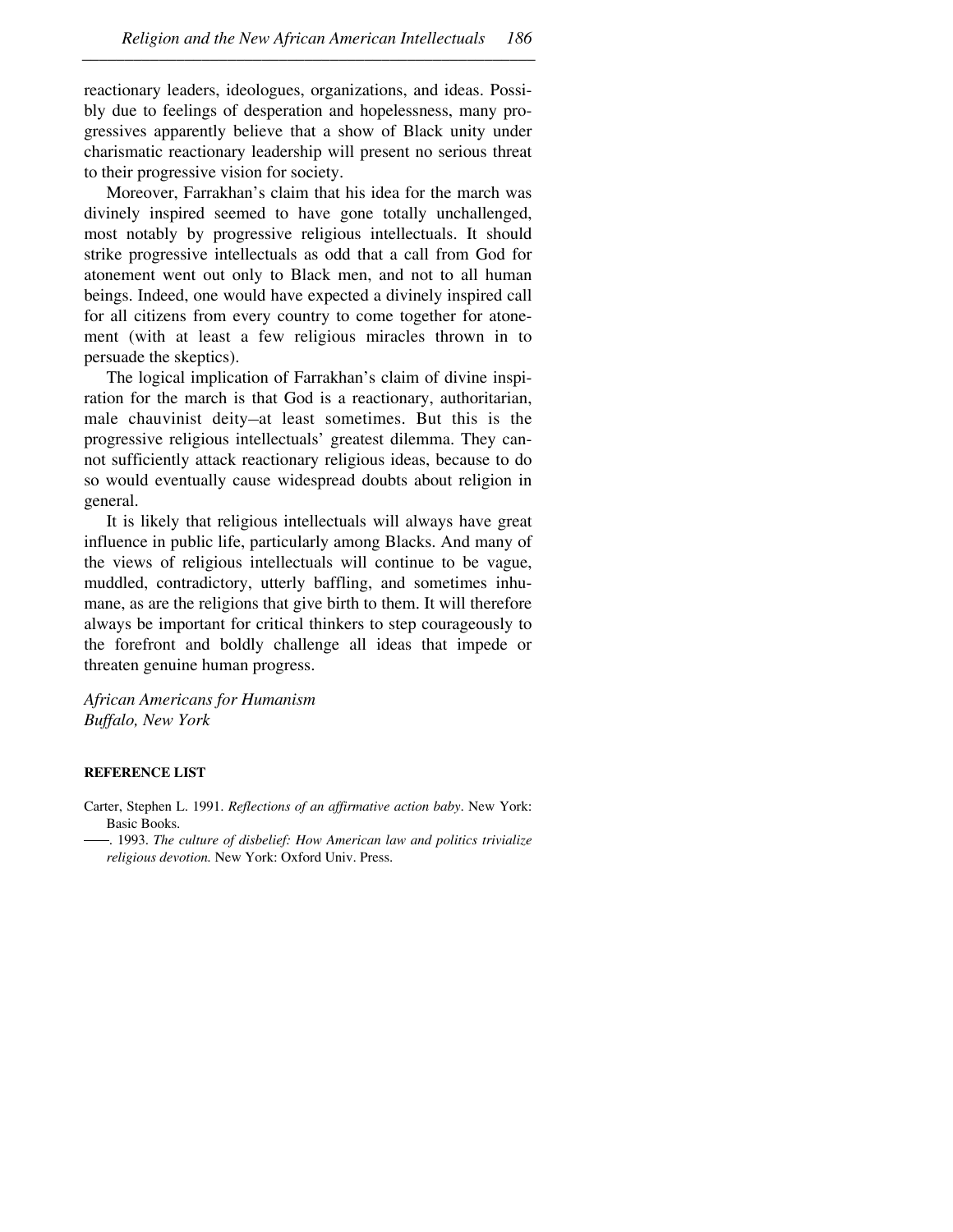reactionary leaders, ideologues, organizations, and ideas. Possibly due to feelings of desperation and hopelessness, many progressives apparently believe that a show of Black unity under charismatic reactionary leadership will present no serious threat to their progressive vision for society.

Moreover, Farrakhan's claim that his idea for the march was divinely inspired seemed to have gone totally unchallenged, most notably by progressive religious intellectuals. It should strike progressive intellectuals as odd that a call from God for atonement went out only to Black men, and not to all human beings. Indeed, one would have expected a divinely inspired call for all citizens from every country to come together for atonement (with at least a few religious miracles thrown in to persuade the skeptics).

The logical implication of Farrakhan's claim of divine inspiration for the march is that God is a reactionary, authoritarian, male chauvinist deity–at least sometimes. But this is the progressive religious intellectuals' greatest dilemma. They cannot sufficiently attack reactionary religious ideas, because to do so would eventually cause widespread doubts about religion in general.

It is likely that religious intellectuals will always have great influence in public life, particularly among Blacks. And many of the views of religious intellectuals will continue to be vague, muddled, contradictory, utterly baffling, and sometimes inhumane, as are the religions that give birth to them. It will therefore always be important for critical thinkers to step courageously to the forefront and boldly challenge all ideas that impede or threaten genuine human progress.

*African Americans for Humanism*
*Buffalo, New York*

**REFERENCE LIST**

Carter, Stephen L. 1991. *Reflections of an affirmative action baby*. New York: Basic Books.

——. 1993. *The culture of disbelief: How American law and politics trivialize religious devotion.* New York: Oxford Univ. Press.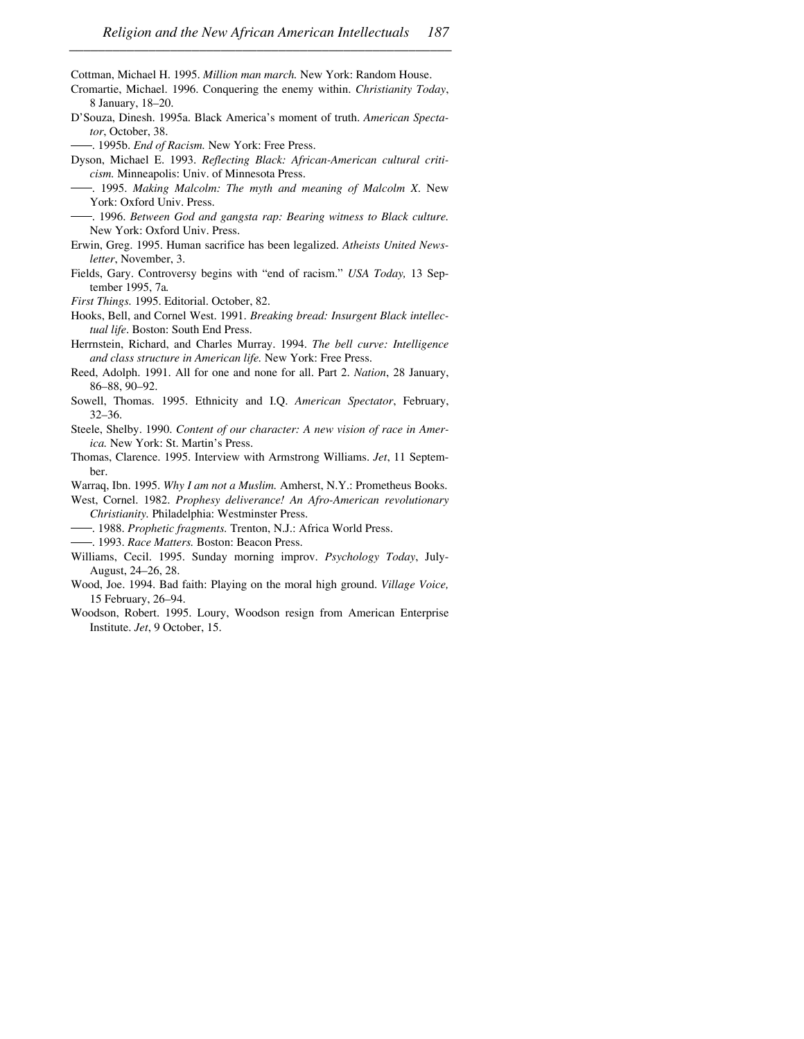Cottman, Michael H. 1995. *Million man march.* New York: Random House.

Cromartie, Michael. 1996. Conquering the enemy within. *Christianity Today*, 8 January, 18–20.

D'Souza, Dinesh. 1995a. Black America's moment of truth. *American Spectator*, October, 38.

——. 1995b. *End of Racism.* New York: Free Press.

Dyson, Michael E. 1993. *Reflecting Black: African-American cultural criticism.* Minneapolis: Univ. of Minnesota Press.

——. 1995. *Making Malcolm: The myth and meaning of Malcolm X*. New York: Oxford Univ. Press.

——. 1996. *Between God and gangsta rap: Bearing witness to Black culture.* New York: Oxford Univ. Press.

Erwin, Greg. 1995. Human sacrifice has been legalized. *Atheists United Newsletter*, November, 3.

Fields, Gary. Controversy begins with "end of racism." *USA Today,* 13 September 1995, 7a*.*

*First Things.* 1995. Editorial. October, 82.

Hooks, Bell, and Cornel West. 1991. *Breaking bread: Insurgent Black intellectual life*. Boston: South End Press.

Herrnstein, Richard, and Charles Murray. 1994. *The bell curve: Intelligence and class structure in American life.* New York: Free Press.

Reed, Adolph. 1991. All for one and none for all. Part 2. *Nation*, 28 January, 86–88, 90–92.

Sowell, Thomas. 1995. Ethnicity and I.Q. *American Spectator*, February, 32–36.

Steele, Shelby. 1990. *Content of our character: A new vision of race in America.* New York: St. Martin's Press.

Thomas, Clarence. 1995. Interview with Armstrong Williams. *Jet*, 11 September.

Warraq, Ibn. 1995. *Why I am not a Muslim.* Amherst, N.Y.: Prometheus Books.

West, Cornel. 1982. *Prophesy deliverance! An Afro-American revolutionary Christianity.* Philadelphia: Westminster Press.

——. 1988. *Prophetic fragments.* Trenton, N.J.: Africa World Press.

——. 1993. *Race Matters.* Boston: Beacon Press.

Williams, Cecil. 1995. Sunday morning improv. *Psychology Today*, July-August, 24–26, 28.

Wood, Joe. 1994. Bad faith: Playing on the moral high ground. *Village Voice,* 15 February, 26–94.

Woodson, Robert. 1995. Loury, Woodson resign from American Enterprise Institute. *Jet*, 9 October, 15.